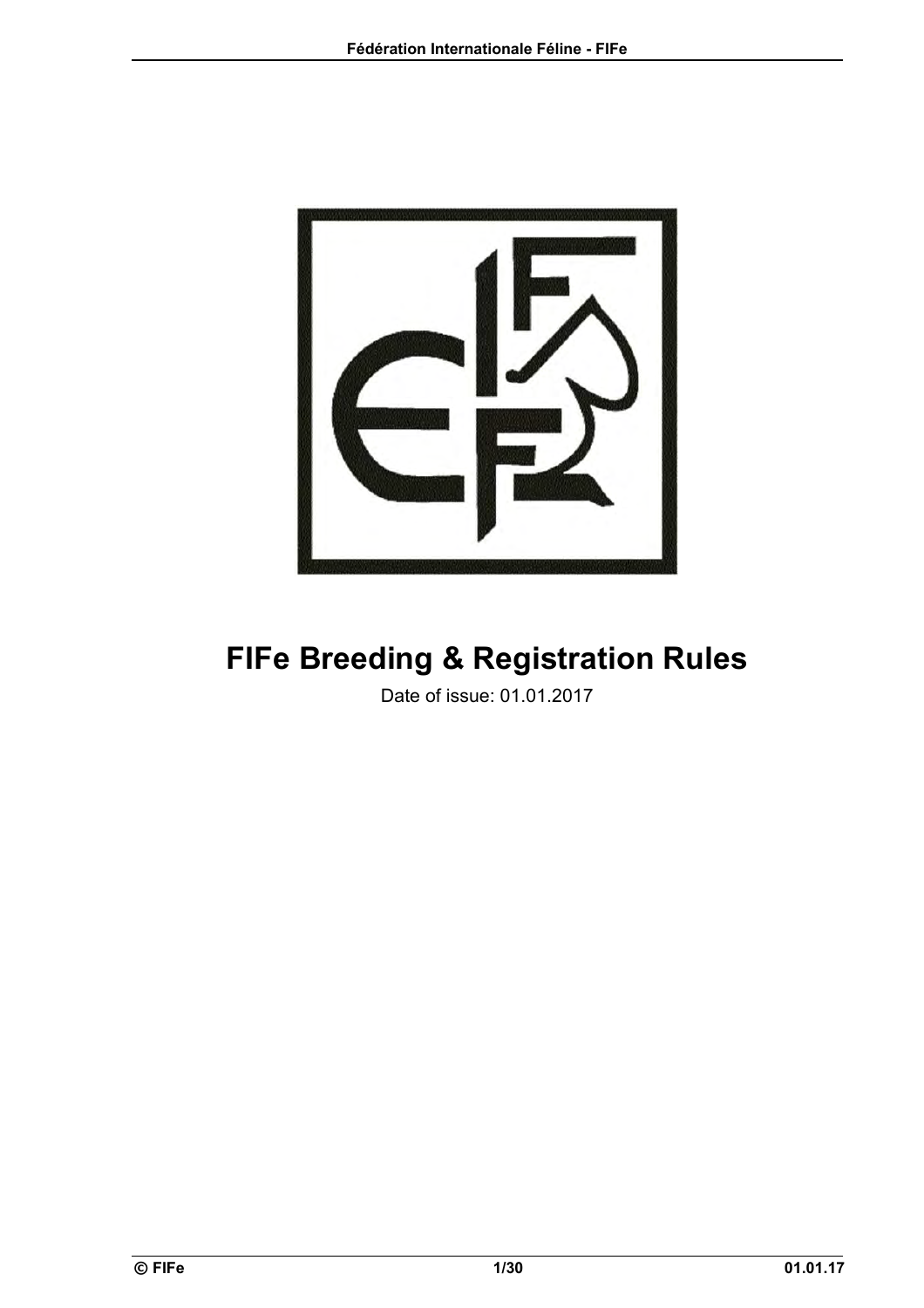# FIFe Breeding & Registration Rules

Date of issue: 01.01.2017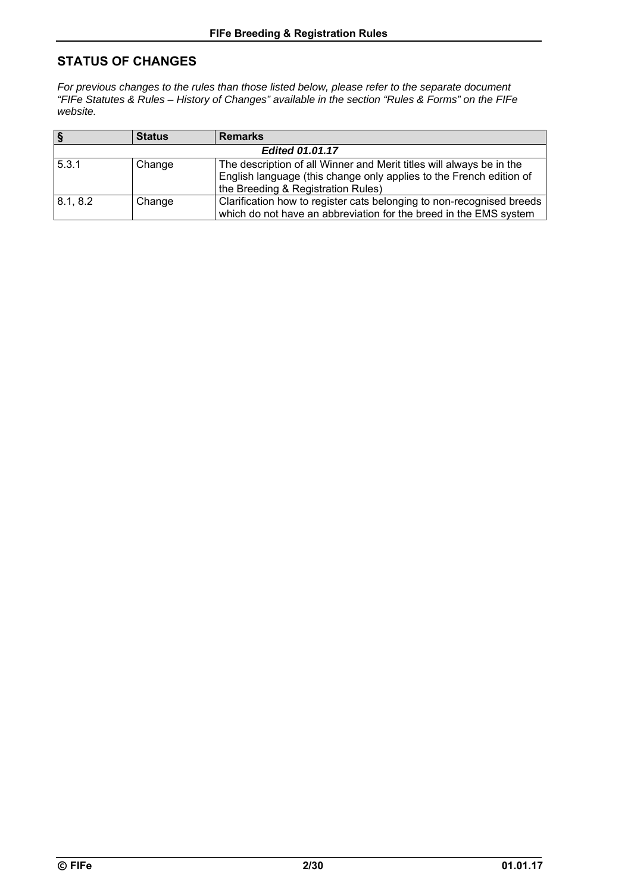## STATUS OF CHANGES

*For previous changes to the rules than those listed below, please refer to the separate document "FIFe Statutes & Rules – History of Changes" available in the section "Rules & Forms" on the FIFe website.*

| § | Status | Remarks |
|---|---|---|
| | | ***Edited 01.01.17*** |
| 5.3.1 | Change | The description of all Winner and Merit titles will always be in the English language (this change only applies to the French edition of the Breeding & Registration Rules) |
| 8.1, 8.2 | Change | Clarification how to register cats belonging to non-recognised breeds which do not have an abbreviation for the breed in the EMS system |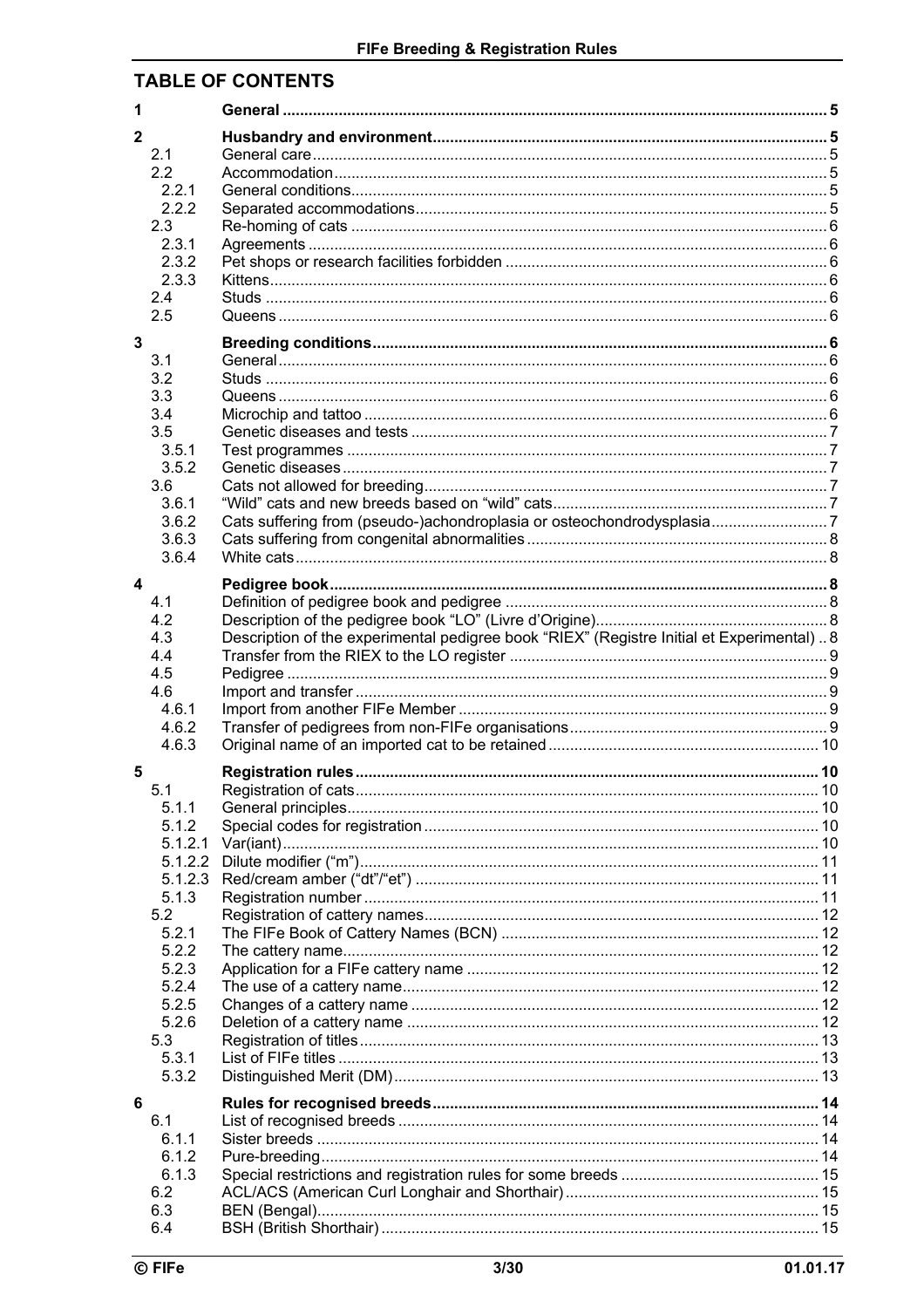## TABLE OF CONTENTS

| | | |
|---|---|---|
| **1** | **General** | **5** |
| **2** | **Husbandry and environment** | **5** |
| 2.1 | General care | 5 |
| 2.2 | Accommodation | 5 |
| 2.2.1 | General conditions | 5 |
| 2.2.2 | Separated accommodations | 5 |
| 2.3 | Re-homing of cats | 6 |
| 2.3.1 | Agreements | 6 |
| 2.3.2 | Pet shops or research facilities forbidden | 6 |
| 2.3.3 | Kittens | 6 |
| 2.4 | Studs | 6 |
| 2.5 | Queens | 6 |
| **3** | **Breeding conditions** | **6** |
| 3.1 | General | 6 |
| 3.2 | Studs | 6 |
| 3.3 | Queens | 6 |
| 3.4 | Microchip and tattoo | 6 |
| 3.5 | Genetic diseases and tests | 7 |
| 3.5.1 | Test programmes | 7 |
| 3.5.2 | Genetic diseases | 7 |
| 3.6 | Cats not allowed for breeding | 7 |
| 3.6.1 | "Wild" cats and new breeds based on "wild" cats | 7 |
| 3.6.2 | Cats suffering from (pseudo-)achondroplasia or osteochondrodysplasia | 7 |
| 3.6.3 | Cats suffering from congenital abnormalities | 8 |
| 3.6.4 | White cats | 8 |
| **4** | **Pedigree book** | **8** |
| 4.1 | Definition of pedigree book and pedigree | 8 |
| 4.2 | Description of the pedigree book "LO" (Livre d'Origine) | 8 |
| 4.3 | Description of the experimental pedigree book "RIEX" (Registre Initial et Experimental) | 8 |
| 4.4 | Transfer from the RIEX to the LO register | 9 |
| 4.5 | Pedigree | 9 |
| 4.6 | Import and transfer | 9 |
| 4.6.1 | Import from another FIFe Member | 9 |
| 4.6.2 | Transfer of pedigrees from non-FIFe organisations | 9 |
| 4.6.3 | Original name of an imported cat to be retained | 10 |
| **5** | **Registration rules** | **10** |
| 5.1 | Registration of cats | 10 |
| 5.1.1 | General principles | 10 |
| 5.1.2 | Special codes for registration | 10 |
| 5.1.2.1 | Var(iant) | 10 |
| 5.1.2.2 | Dilute modifier ("m") | 11 |
| 5.1.2.3 | Red/cream amber ("dt"/"et") | 11 |
| 5.1.3 | Registration number | 11 |
| 5.2 | Registration of cattery names | 12 |
| 5.2.1 | The FIFe Book of Cattery Names (BCN) | 12 |
| 5.2.2 | The cattery name | 12 |
| 5.2.3 | Application for a FIFe cattery name | 12 |
| 5.2.4 | The use of a cattery name | 12 |
| 5.2.5 | Changes of a cattery name | 12 |
| 5.2.6 | Deletion of a cattery name | 12 |
| 5.3 | Registration of titles | 13 |
| 5.3.1 | List of FIFe titles | 13 |
| 5.3.2 | Distinguished Merit (DM) | 13 |
| **6** | **Rules for recognised breeds** | **14** |
| 6.1 | List of recognised breeds | 14 |
| 6.1.1 | Sister breeds | 14 |
| 6.1.2 | Pure-breeding | 14 |
| 6.1.3 | Special restrictions and registration rules for some breeds | 15 |
| 6.2 | ACL/ACS (American Curl Longhair and Shorthair) | 15 |
| 6.3 | BEN (Bengal) | 15 |
| 6.4 | BSH (British Shorthair) | 15 |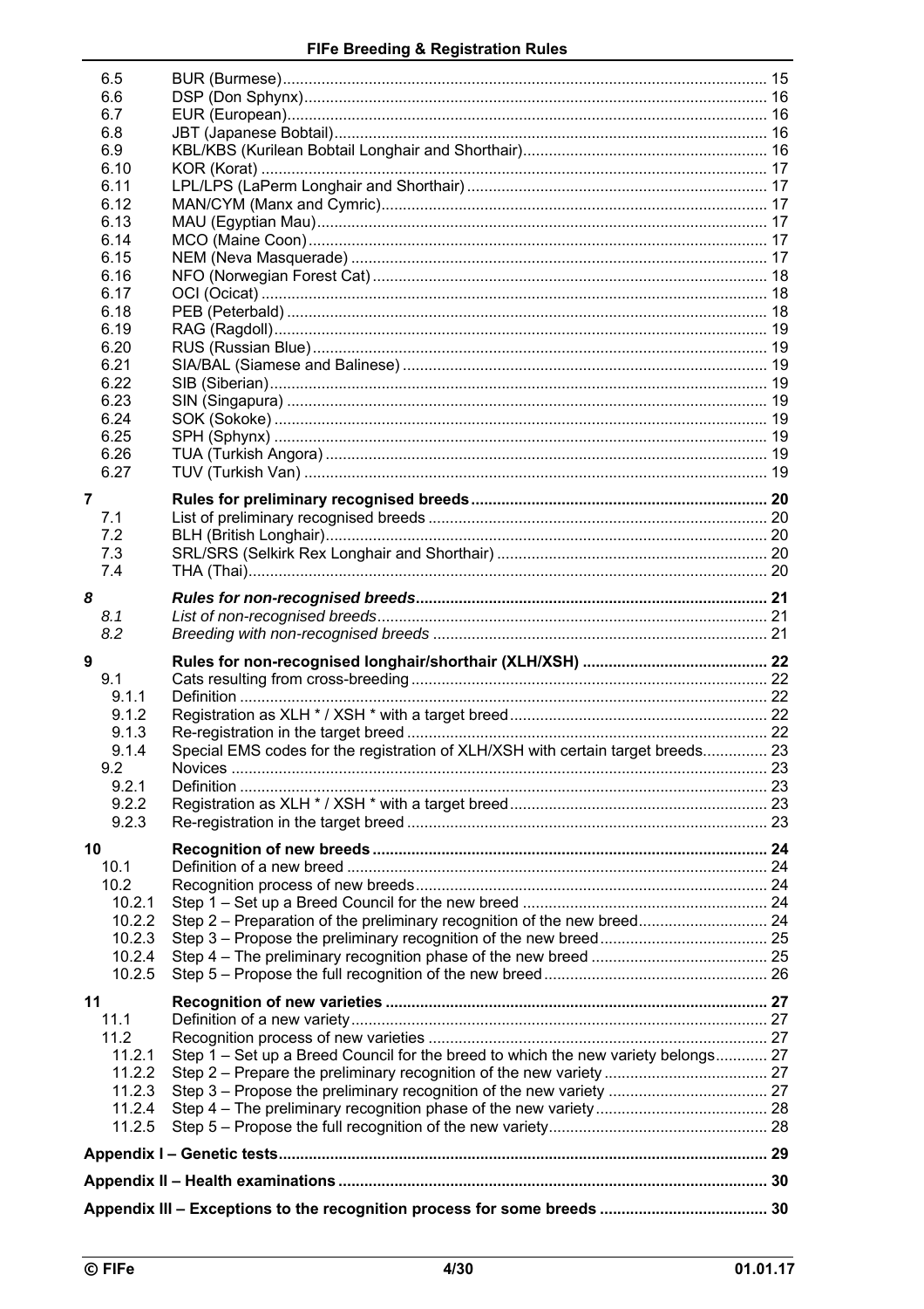| | | |
|---|---|---|
| 6.5 | BUR (Burmese) | 15 |
| 6.6 | DSP (Don Sphynx) | 16 |
| 6.7 | EUR (European) | 16 |
| 6.8 | JBT (Japanese Bobtail) | 16 |
| 6.9 | KBL/KBS (Kurilean Bobtail Longhair and Shorthair) | 16 |
| 6.10 | KOR (Korat) | 17 |
| 6.11 | LPL/LPS (LaPerm Longhair and Shorthair) | 17 |
| 6.12 | MAN/CYM (Manx and Cymric) | 17 |
| 6.13 | MAU (Egyptian Mau) | 17 |
| 6.14 | MCO (Maine Coon) | 17 |
| 6.15 | NEM (Neva Masquerade) | 17 |
| 6.16 | NFO (Norwegian Forest Cat) | 18 |
| 6.17 | OCI (Ocicat) | 18 |
| 6.18 | PEB (Peterbald) | 18 |
| 6.19 | RAG (Ragdoll) | 19 |
| 6.20 | RUS (Russian Blue) | 19 |
| 6.21 | SIA/BAL (Siamese and Balinese) | 19 |
| 6.22 | SIB (Siberian) | 19 |
| 6.23 | SIN (Singapura) | 19 |
| 6.24 | SOK (Sokoke) | 19 |
| 6.25 | SPH (Sphynx) | 19 |
| 6.26 | TUA (Turkish Angora) | 19 |
| 6.27 | TUV (Turkish Van) | 19 |
| **7** | **Rules for preliminary recognised breeds** | **20** |
| 7.1 | List of preliminary recognised breeds | 20 |
| 7.2 | BLH (British Longhair) | 20 |
| 7.3 | SRL/SRS (Selkirk Rex Longhair and Shorthair) | 20 |
| 7.4 | THA (Thai) | 20 |
| ***8*** | ***Rules for non-recognised breeds*** | ***21*** |
| *8.1* | *List of non-recognised breeds* | *21* |
| *8.2* | *Breeding with non-recognised breeds* | *21* |
| **9** | **Rules for non-recognised longhair/shorthair (XLH/XSH)** | **22** |
| 9.1 | Cats resulting from cross-breeding | 22 |
| 9.1.1 | Definition | 22 |
| 9.1.2 | Registration as XLH * / XSH * with a target breed | 22 |
| 9.1.3 | Re-registration in the target breed | 22 |
| 9.1.4 | Special EMS codes for the registration of XLH/XSH with certain target breeds | 23 |
| 9.2 | Novices | 23 |
| 9.2.1 | Definition | 23 |
| 9.2.2 | Registration as XLH * / XSH * with a target breed | 23 |
| 9.2.3 | Re-registration in the target breed | 23 |
| **10** | **Recognition of new breeds** | **24** |
| 10.1 | Definition of a new breed | 24 |
| 10.2 | Recognition process of new breeds | 24 |
| 10.2.1 | Step 1 – Set up a Breed Council for the new breed | 24 |
| 10.2.2 | Step 2 – Preparation of the preliminary recognition of the new breed | 24 |
| 10.2.3 | Step 3 – Propose the preliminary recognition of the new breed | 25 |
| 10.2.4 | Step 4 – The preliminary recognition phase of the new breed | 25 |
| 10.2.5 | Step 5 – Propose the full recognition of the new breed | 26 |
| **11** | **Recognition of new varieties** | **27** |
| 11.1 | Definition of a new variety | 27 |
| 11.2 | Recognition process of new varieties | 27 |
| 11.2.1 | Step 1 – Set up a Breed Council for the breed to which the new variety belongs | 27 |
| 11.2.2 | Step 2 – Prepare the preliminary recognition of the new variety | 27 |
| 11.2.3 | Step 3 – Propose the preliminary recognition of the new variety | 27 |
| 11.2.4 | Step 4 – The preliminary recognition phase of the new variety | 28 |
| 11.2.5 | Step 5 – Propose the full recognition of the new variety | 28 |
| **Appendix I – Genetic tests** | | **29** |
| **Appendix II – Health examinations** | | **30** |
| **Appendix III – Exceptions to the recognition process for some breeds** | | **30** |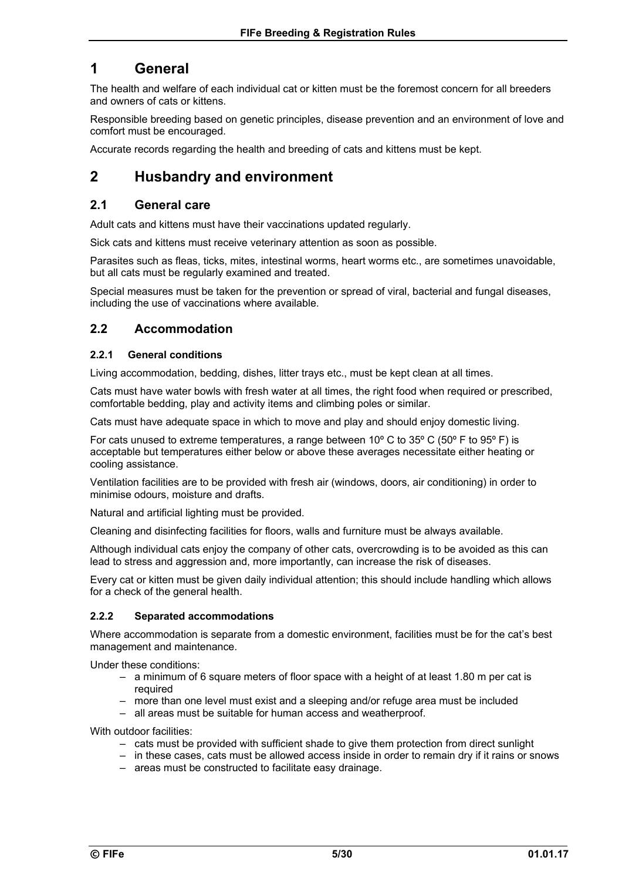# 1 General

The health and welfare of each individual cat or kitten must be the foremost concern for all breeders and owners of cats or kittens.

Responsible breeding based on genetic principles, disease prevention and an environment of love and comfort must be encouraged.

Accurate records regarding the health and breeding of cats and kittens must be kept.

# 2 Husbandry and environment

## 2.1 General care

Adult cats and kittens must have their vaccinations updated regularly.

Sick cats and kittens must receive veterinary attention as soon as possible.

Parasites such as fleas, ticks, mites, intestinal worms, heart worms etc., are sometimes unavoidable, but all cats must be regularly examined and treated.

Special measures must be taken for the prevention or spread of viral, bacterial and fungal diseases, including the use of vaccinations where available.

## 2.2 Accommodation

### 2.2.1 General conditions

Living accommodation, bedding, dishes, litter trays etc., must be kept clean at all times.

Cats must have water bowls with fresh water at all times, the right food when required or prescribed, comfortable bedding, play and activity items and climbing poles or similar.

Cats must have adequate space in which to move and play and should enjoy domestic living.

For cats unused to extreme temperatures, a range between 10º C to 35º C (50º F to 95º F) is acceptable but temperatures either below or above these averages necessitate either heating or cooling assistance.

Ventilation facilities are to be provided with fresh air (windows, doors, air conditioning) in order to minimise odours, moisture and drafts.

Natural and artificial lighting must be provided.

Cleaning and disinfecting facilities for floors, walls and furniture must be always available.

Although individual cats enjoy the company of other cats, overcrowding is to be avoided as this can lead to stress and aggression and, more importantly, can increase the risk of diseases.

Every cat or kitten must be given daily individual attention; this should include handling which allows for a check of the general health.

### 2.2.2 Separated accommodations

Where accommodation is separate from a domestic environment, facilities must be for the cat's best management and maintenance.

Under these conditions:

- a minimum of 6 square meters of floor space with a height of at least 1.80 m per cat is required
- more than one level must exist and a sleeping and/or refuge area must be included
- all areas must be suitable for human access and weatherproof.

With outdoor facilities:

- cats must be provided with sufficient shade to give them protection from direct sunlight
- in these cases, cats must be allowed access inside in order to remain dry if it rains or snows
- areas must be constructed to facilitate easy drainage.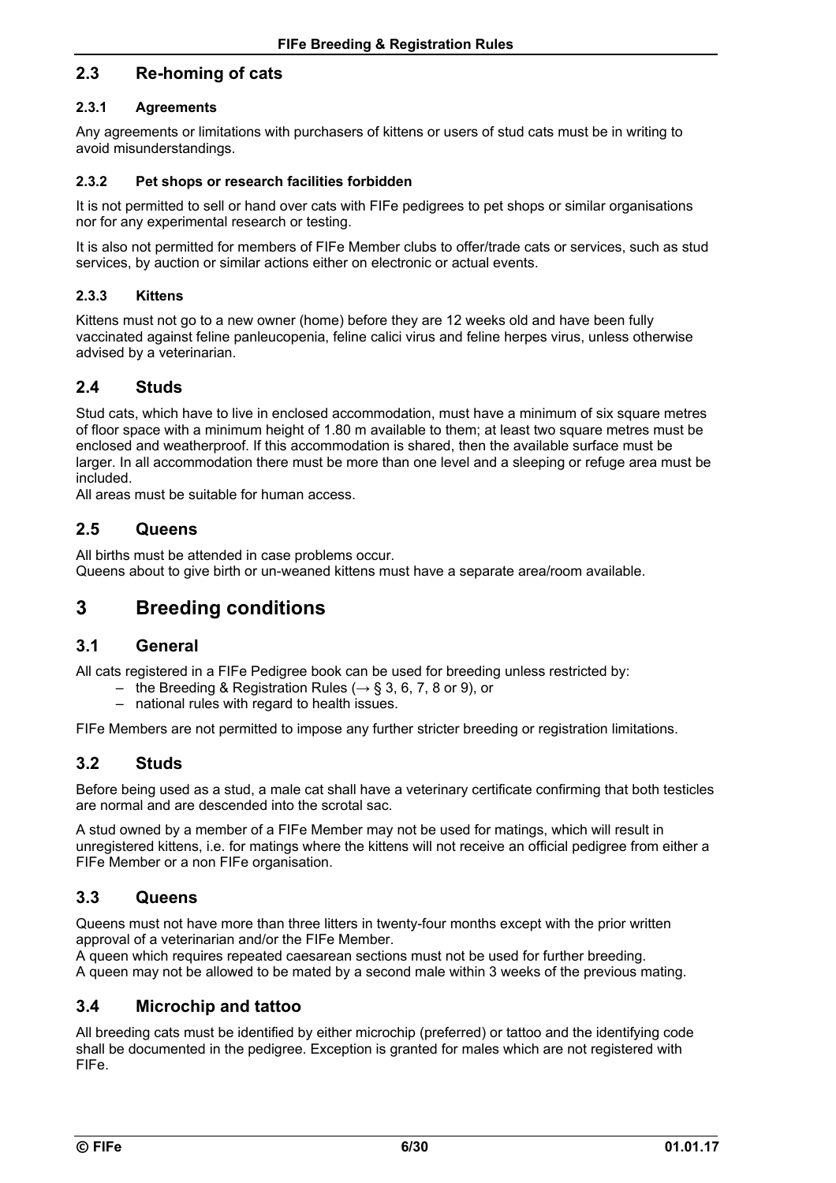## 2.3 Re-homing of cats

### 2.3.1 Agreements

Any agreements or limitations with purchasers of kittens or users of stud cats must be in writing to avoid misunderstandings.

### 2.3.2 Pet shops or research facilities forbidden

It is not permitted to sell or hand over cats with FIFe pedigrees to pet shops or similar organisations nor for any experimental research or testing.

It is also not permitted for members of FIFe Member clubs to offer/trade cats or services, such as stud services, by auction or similar actions either on electronic or actual events.

### 2.3.3 Kittens

Kittens must not go to a new owner (home) before they are 12 weeks old and have been fully vaccinated against feline panleucopenia, feline calici virus and feline herpes virus, unless otherwise advised by a veterinarian.

## 2.4 Studs

Stud cats, which have to live in enclosed accommodation, must have a minimum of six square metres of floor space with a minimum height of 1.80 m available to them; at least two square metres must be enclosed and weatherproof. If this accommodation is shared, then the available surface must be larger. In all accommodation there must be more than one level and a sleeping or refuge area must be included.
All areas must be suitable for human access.

## 2.5 Queens

All births must be attended in case problems occur.
Queens about to give birth or un-weaned kittens must have a separate area/room available.

# 3 Breeding conditions

## 3.1 General

All cats registered in a FIFe Pedigree book can be used for breeding unless restricted by:

- the Breeding & Registration Rules (→ § 3, 6, 7, 8 or 9), or
- national rules with regard to health issues.

FIFe Members are not permitted to impose any further stricter breeding or registration limitations.

## 3.2 Studs

Before being used as a stud, a male cat shall have a veterinary certificate confirming that both testicles are normal and are descended into the scrotal sac.

A stud owned by a member of a FIFe Member may not be used for matings, which will result in unregistered kittens, i.e. for matings where the kittens will not receive an official pedigree from either a FIFe Member or a non FIFe organisation.

## 3.3 Queens

Queens must not have more than three litters in twenty-four months except with the prior written approval of a veterinarian and/or the FIFe Member.
A queen which requires repeated caesarean sections must not be used for further breeding.
A queen may not be allowed to be mated by a second male within 3 weeks of the previous mating.

## 3.4 Microchip and tattoo

All breeding cats must be identified by either microchip (preferred) or tattoo and the identifying code shall be documented in the pedigree. Exception is granted for males which are not registered with FIFe.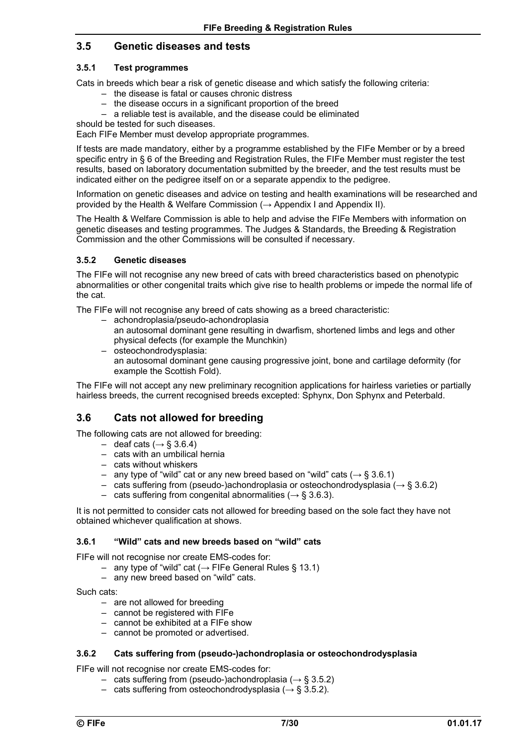## 3.5 Genetic diseases and tests

### 3.5.1 Test programmes

Cats in breeds which bear a risk of genetic disease and which satisfy the following criteria:

- the disease is fatal or causes chronic distress
- the disease occurs in a significant proportion of the breed
- a reliable test is available, and the disease could be eliminated

should be tested for such diseases.
Each FIFe Member must develop appropriate programmes.

If tests are made mandatory, either by a programme established by the FIFe Member or by a breed specific entry in § 6 of the Breeding and Registration Rules, the FIFe Member must register the test results, based on laboratory documentation submitted by the breeder, and the test results must be indicated either on the pedigree itself on or a separate appendix to the pedigree.

Information on genetic diseases and advice on testing and health examinations will be researched and provided by the Health & Welfare Commission (→ Appendix I and Appendix II).

The Health & Welfare Commission is able to help and advise the FIFe Members with information on genetic diseases and testing programmes. The Judges & Standards, the Breeding & Registration Commission and the other Commissions will be consulted if necessary.

### 3.5.2 Genetic diseases

The FIFe will not recognise any new breed of cats with breed characteristics based on phenotypic abnormalities or other congenital traits which give rise to health problems or impede the normal life of the cat.

The FIFe will not recognise any breed of cats showing as a breed characteristic:

- achondroplasia/pseudo-achondroplasia
  an autosomal dominant gene resulting in dwarfism, shortened limbs and legs and other physical defects (for example the Munchkin)
- osteochondrodysplasia:
  an autosomal dominant gene causing progressive joint, bone and cartilage deformity (for example the Scottish Fold).

The FIFe will not accept any new preliminary recognition applications for hairless varieties or partially hairless breeds, the current recognised breeds excepted: Sphynx, Don Sphynx and Peterbald.

## 3.6 Cats not allowed for breeding

The following cats are not allowed for breeding:

- deaf cats (→ § 3.6.4)
- cats with an umbilical hernia
- cats without whiskers
- any type of "wild" cat or any new breed based on "wild" cats (→ § 3.6.1)
- cats suffering from (pseudo-)achondroplasia or osteochondrodysplasia (→ § 3.6.2)
- cats suffering from congenital abnormalities (→ § 3.6.3).

It is not permitted to consider cats not allowed for breeding based on the sole fact they have not obtained whichever qualification at shows.

### 3.6.1 "Wild" cats and new breeds based on "wild" cats

FIFe will not recognise nor create EMS-codes for:

- any type of "wild" cat (→ FIFe General Rules § 13.1)
- any new breed based on "wild" cats.

Such cats:

- are not allowed for breeding
- cannot be registered with FIFe
- cannot be exhibited at a FIFe show
- cannot be promoted or advertised.

### 3.6.2 Cats suffering from (pseudo-)achondroplasia or osteochondrodysplasia

FIFe will not recognise nor create EMS-codes for:

- cats suffering from (pseudo-)achondroplasia (→ § 3.5.2)
- cats suffering from osteochondrodysplasia (→ § 3.5.2).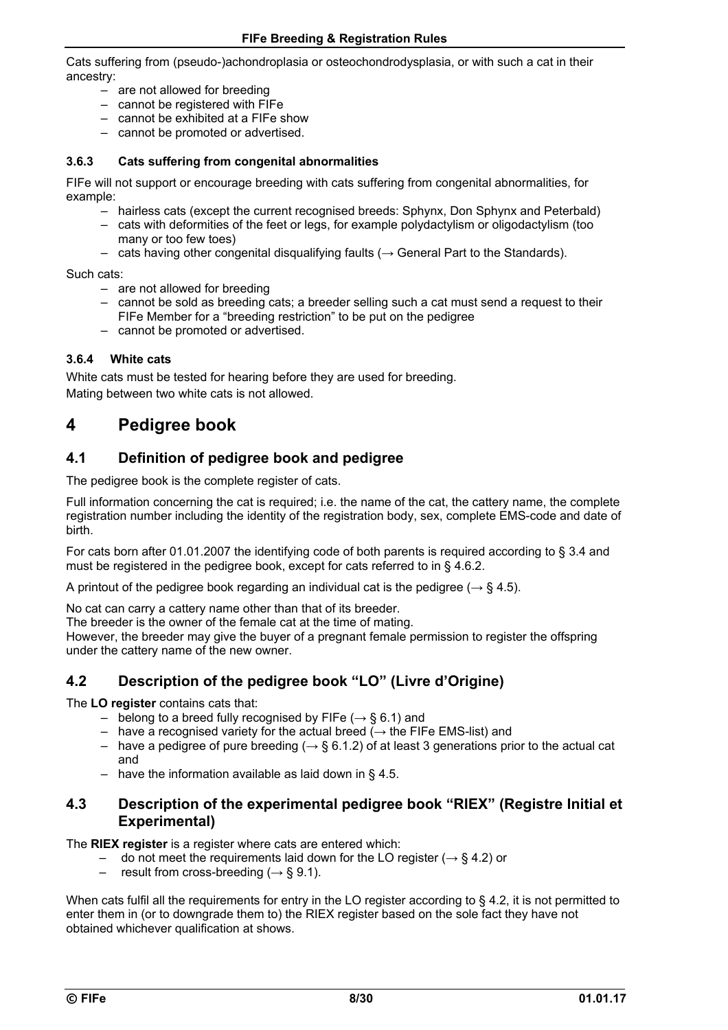Cats suffering from (pseudo-)achondroplasia or osteochondrodysplasia, or with such a cat in their ancestry:

- are not allowed for breeding
- cannot be registered with FIFe
- cannot be exhibited at a FIFe show
- cannot be promoted or advertised.

### 3.6.3 Cats suffering from congenital abnormalities

FIFe will not support or encourage breeding with cats suffering from congenital abnormalities, for example:

- hairless cats (except the current recognised breeds: Sphynx, Don Sphynx and Peterbald)
- cats with deformities of the feet or legs, for example polydactylism or oligodactylism (too many or too few toes)
- cats having other congenital disqualifying faults (→ General Part to the Standards).

Such cats:

- are not allowed for breeding
- cannot be sold as breeding cats; a breeder selling such a cat must send a request to their FIFe Member for a "breeding restriction" to be put on the pedigree
- cannot be promoted or advertised.

### 3.6.4 White cats

White cats must be tested for hearing before they are used for breeding.
Mating between two white cats is not allowed.

# 4 Pedigree book

## 4.1 Definition of pedigree book and pedigree

The pedigree book is the complete register of cats.

Full information concerning the cat is required; i.e. the name of the cat, the cattery name, the complete registration number including the identity of the registration body, sex, complete EMS-code and date of birth.

For cats born after 01.01.2007 the identifying code of both parents is required according to § 3.4 and must be registered in the pedigree book, except for cats referred to in § 4.6.2.

A printout of the pedigree book regarding an individual cat is the pedigree (→ § 4.5).

No cat can carry a cattery name other than that of its breeder.
The breeder is the owner of the female cat at the time of mating.
However, the breeder may give the buyer of a pregnant female permission to register the offspring under the cattery name of the new owner.

## 4.2 Description of the pedigree book "LO" (Livre d'Origine)

The **LO register** contains cats that:

- belong to a breed fully recognised by FIFe (→ § 6.1) and
- have a recognised variety for the actual breed (→ the FIFe EMS-list) and
- have a pedigree of pure breeding (→ § 6.1.2) of at least 3 generations prior to the actual cat and
- have the information available as laid down in § 4.5.

## 4.3 Description of the experimental pedigree book "RIEX" (Registre Initial et Experimental)

The **RIEX register** is a register where cats are entered which:

- do not meet the requirements laid down for the LO register (→ § 4.2) or
- result from cross-breeding (→ § 9.1).

When cats fulfil all the requirements for entry in the LO register according to § 4.2, it is not permitted to enter them in (or to downgrade them to) the RIEX register based on the sole fact they have not obtained whichever qualification at shows.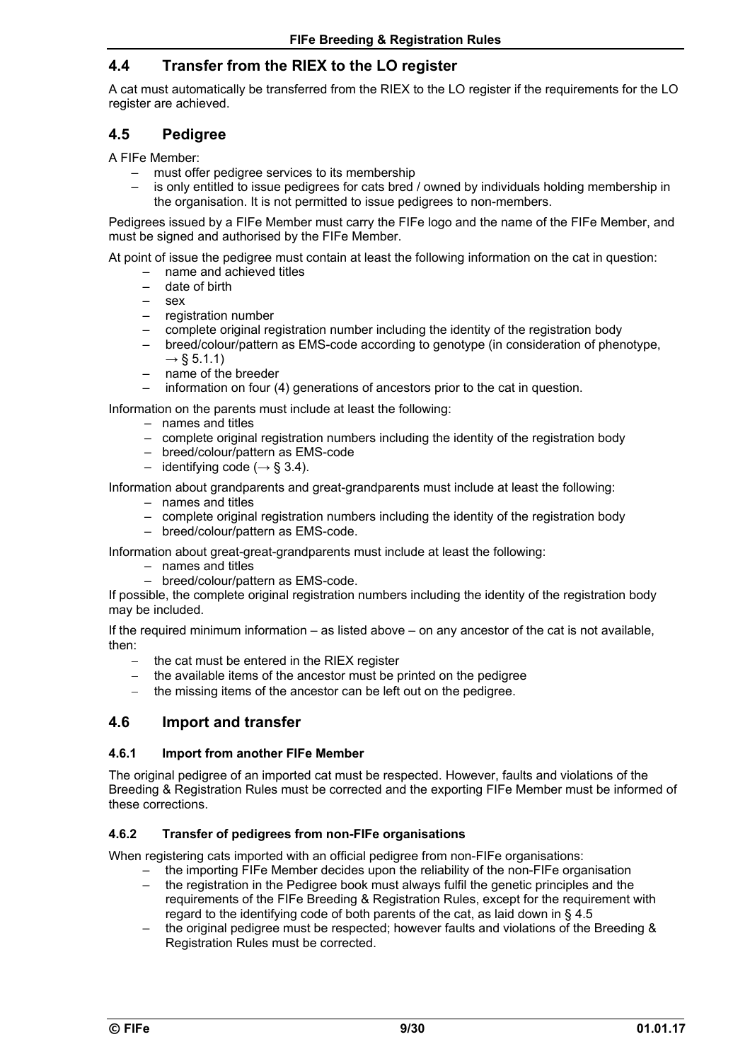## 4.4 Transfer from the RIEX to the LO register

A cat must automatically be transferred from the RIEX to the LO register if the requirements for the LO register are achieved.

## 4.5 Pedigree

A FIFe Member:

- must offer pedigree services to its membership
- is only entitled to issue pedigrees for cats bred / owned by individuals holding membership in the organisation. It is not permitted to issue pedigrees to non-members.

Pedigrees issued by a FIFe Member must carry the FIFe logo and the name of the FIFe Member, and must be signed and authorised by the FIFe Member.

At point of issue the pedigree must contain at least the following information on the cat in question:

- name and achieved titles
- date of birth
- sex
- registration number
- complete original registration number including the identity of the registration body
- breed/colour/pattern as EMS-code according to genotype (in consideration of phenotype, → § 5.1.1)
- name of the breeder
- information on four (4) generations of ancestors prior to the cat in question.

Information on the parents must include at least the following:

- names and titles
- complete original registration numbers including the identity of the registration body
- breed/colour/pattern as EMS-code
- identifying code (→ § 3.4).

Information about grandparents and great-grandparents must include at least the following:

- names and titles
- complete original registration numbers including the identity of the registration body
- breed/colour/pattern as EMS-code.

Information about great-great-grandparents must include at least the following:

- names and titles
- breed/colour/pattern as EMS-code.

If possible, the complete original registration numbers including the identity of the registration body may be included.

If the required minimum information – as listed above – on any ancestor of the cat is not available, then:

- the cat must be entered in the RIEX register
- the available items of the ancestor must be printed on the pedigree
- the missing items of the ancestor can be left out on the pedigree.

## 4.6 Import and transfer

### 4.6.1 Import from another FIFe Member

The original pedigree of an imported cat must be respected. However, faults and violations of the Breeding & Registration Rules must be corrected and the exporting FIFe Member must be informed of these corrections.

### 4.6.2 Transfer of pedigrees from non-FIFe organisations

When registering cats imported with an official pedigree from non-FIFe organisations:

- the importing FIFe Member decides upon the reliability of the non-FIFe organisation
- the registration in the Pedigree book must always fulfil the genetic principles and the requirements of the FIFe Breeding & Registration Rules, except for the requirement with regard to the identifying code of both parents of the cat, as laid down in § 4.5
- the original pedigree must be respected; however faults and violations of the Breeding & Registration Rules must be corrected.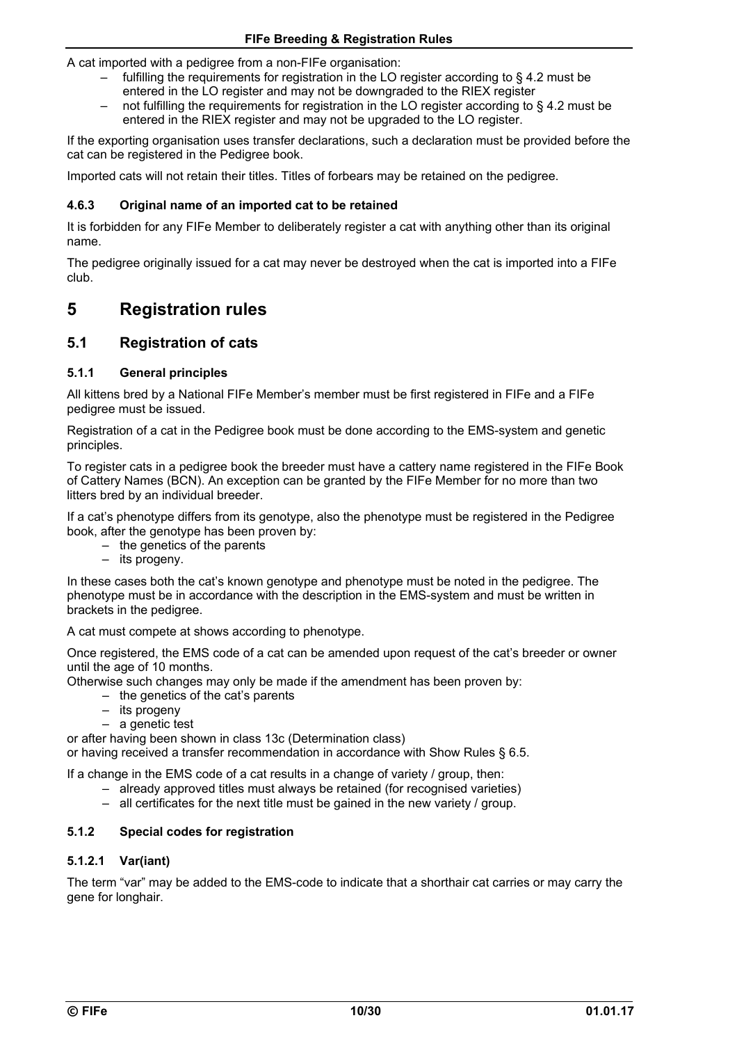A cat imported with a pedigree from a non-FIFe organisation:

– fulfilling the requirements for registration in the LO register according to § 4.2 must be entered in the LO register and may not be downgraded to the RIEX register
– not fulfilling the requirements for registration in the LO register according to § 4.2 must be entered in the RIEX register and may not be upgraded to the LO register.

If the exporting organisation uses transfer declarations, such a declaration must be provided before the cat can be registered in the Pedigree book.

Imported cats will not retain their titles. Titles of forbears may be retained on the pedigree.

#### 4.6.3 Original name of an imported cat to be retained

It is forbidden for any FIFe Member to deliberately register a cat with anything other than its original name.

The pedigree originally issued for a cat may never be destroyed when the cat is imported into a FIFe club.

# 5 Registration rules

## 5.1 Registration of cats

### 5.1.1 General principles

All kittens bred by a National FIFe Member's member must be first registered in FIFe and a FIFe pedigree must be issued.

Registration of a cat in the Pedigree book must be done according to the EMS-system and genetic principles.

To register cats in a pedigree book the breeder must have a cattery name registered in the FIFe Book of Cattery Names (BCN). An exception can be granted by the FIFe Member for no more than two litters bred by an individual breeder.

If a cat's phenotype differs from its genotype, also the phenotype must be registered in the Pedigree book, after the genotype has been proven by:

– the genetics of the parents
– its progeny.

In these cases both the cat's known genotype and phenotype must be noted in the pedigree. The phenotype must be in accordance with the description in the EMS-system and must be written in brackets in the pedigree.

A cat must compete at shows according to phenotype.

Once registered, the EMS code of a cat can be amended upon request of the cat's breeder or owner until the age of 10 months.
Otherwise such changes may only be made if the amendment has been proven by:

– the genetics of the cat's parents
– its progeny
– a genetic test

or after having been shown in class 13c (Determination class)
or having received a transfer recommendation in accordance with Show Rules § 6.5.

If a change in the EMS code of a cat results in a change of variety / group, then:

– already approved titles must always be retained (for recognised varieties)
– all certificates for the next title must be gained in the new variety / group.

### 5.1.2 Special codes for registration

#### 5.1.2.1 Var(iant)

The term "var" may be added to the EMS-code to indicate that a shorthair cat carries or may carry the gene for longhair.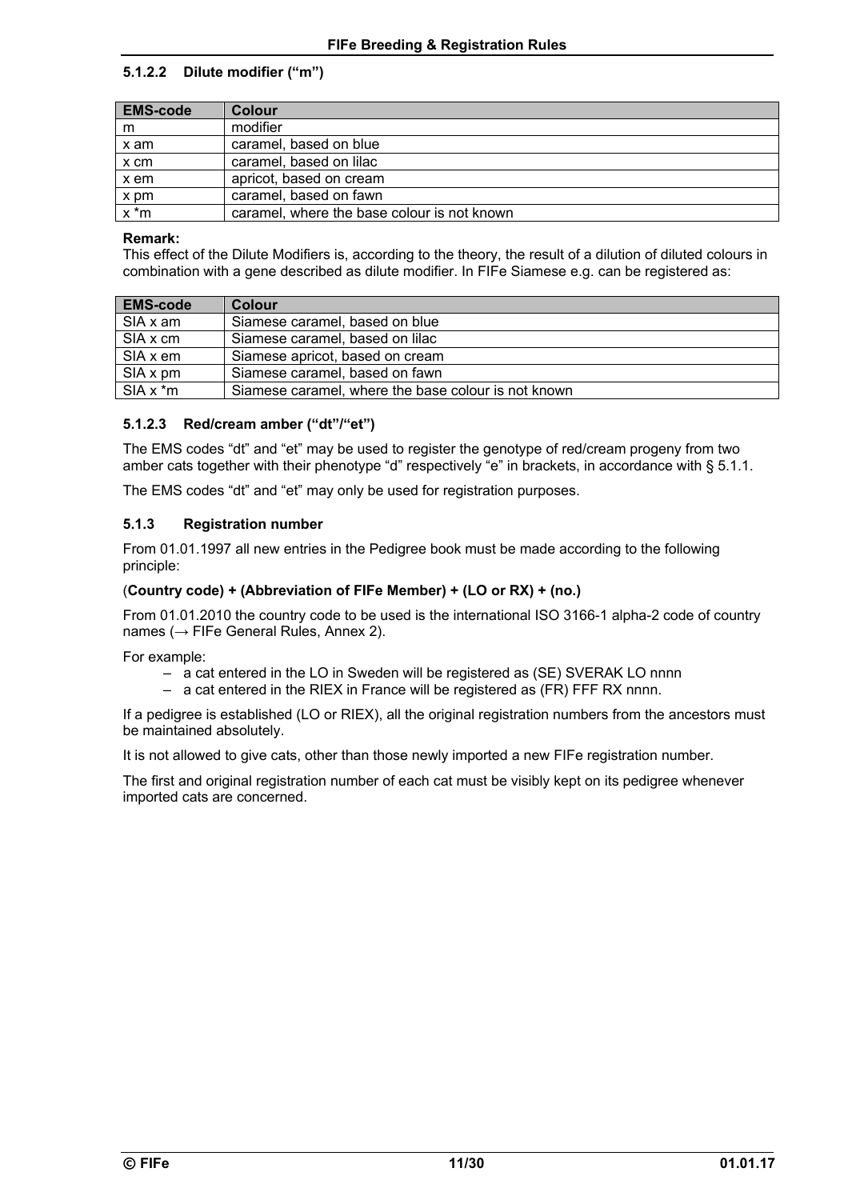#### 5.1.2.2 Dilute modifier (“m”)

| EMS-code | Colour |
|---|---|
| m | modifier |
| x am | caramel, based on blue |
| x cm | caramel, based on lilac |
| x em | apricot, based on cream |
| x pm | caramel, based on fawn |
| x *m | caramel, where the base colour is not known |

**Remark:**
This effect of the Dilute Modifiers is, according to the theory, the result of a dilution of diluted colours in combination with a gene described as dilute modifier. In FIFe Siamese e.g. can be registered as:

| EMS-code | Colour |
|---|---|
| SIA x am | Siamese caramel, based on blue |
| SIA x cm | Siamese caramel, based on lilac |
| SIA x em | Siamese apricot, based on cream |
| SIA x pm | Siamese caramel, based on fawn |
| SIA x *m | Siamese caramel, where the base colour is not known |

#### 5.1.2.3 Red/cream amber (“dt”/“et”)

The EMS codes “dt” and “et” may be used to register the genotype of red/cream progeny from two amber cats together with their phenotype “d” respectively “e” in brackets, in accordance with § 5.1.1.

The EMS codes “dt” and “et” may only be used for registration purposes.

### 5.1.3 Registration number

From 01.01.1997 all new entries in the Pedigree book must be made according to the following principle:

(**Country code) + (Abbreviation of FIFe Member) + (LO or RX) + (no.)**

From 01.01.2010 the country code to be used is the international ISO 3166-1 alpha-2 code of country names (→ FIFe General Rules, Annex 2).

For example:

- a cat entered in the LO in Sweden will be registered as (SE) SVERAK LO nnnn
- a cat entered in the RIEX in France will be registered as (FR) FFF RX nnnn.

If a pedigree is established (LO or RIEX), all the original registration numbers from the ancestors must be maintained absolutely.

It is not allowed to give cats, other than those newly imported a new FIFe registration number.

The first and original registration number of each cat must be visibly kept on its pedigree whenever imported cats are concerned.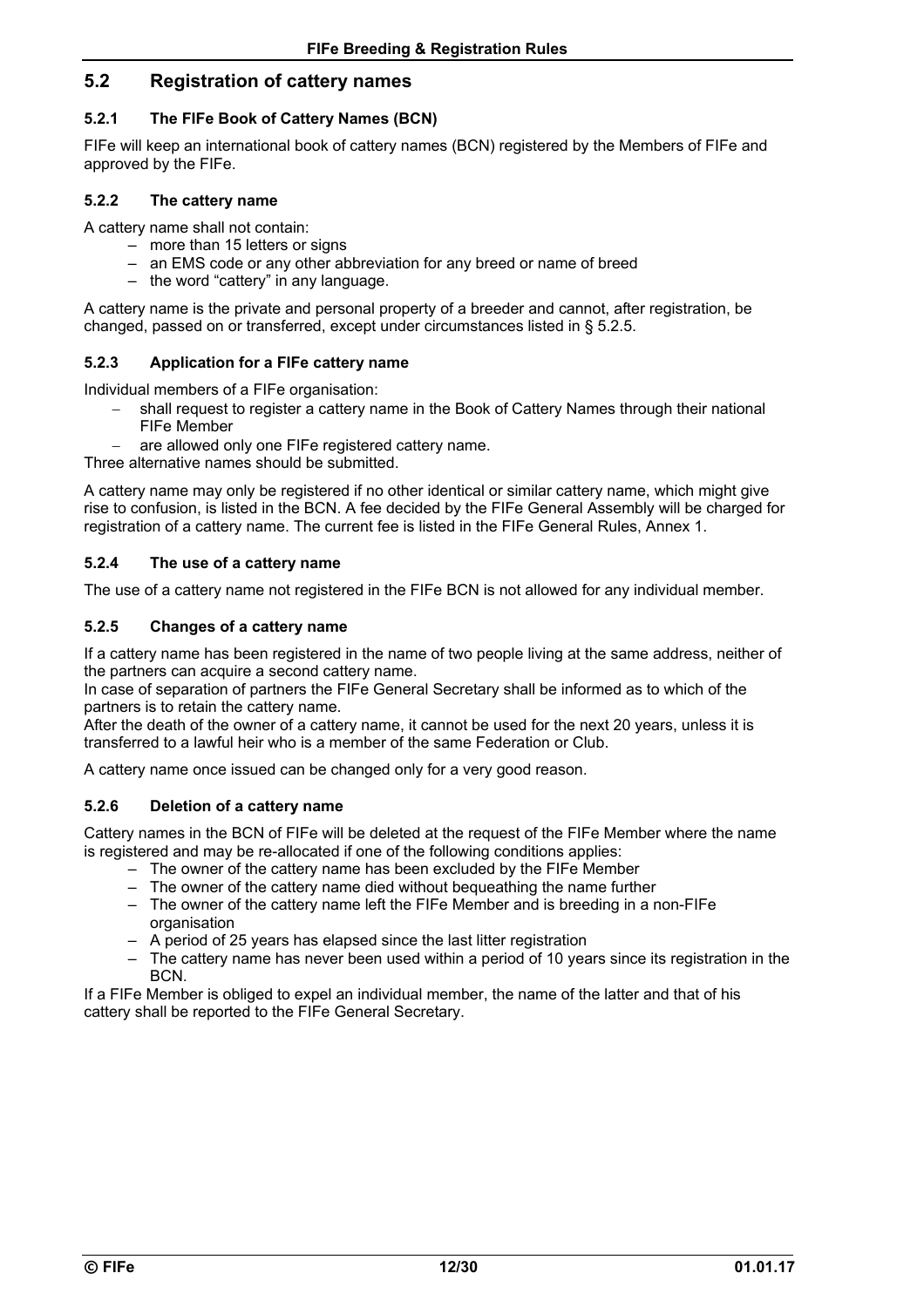## 5.2 Registration of cattery names

### 5.2.1 The FIFe Book of Cattery Names (BCN)

FIFe will keep an international book of cattery names (BCN) registered by the Members of FIFe and approved by the FIFe.

### 5.2.2 The cattery name

A cattery name shall not contain:

- more than 15 letters or signs
- an EMS code or any other abbreviation for any breed or name of breed
- the word "cattery" in any language.

A cattery name is the private and personal property of a breeder and cannot, after registration, be changed, passed on or transferred, except under circumstances listed in § 5.2.5.

### 5.2.3 Application for a FIFe cattery name

Individual members of a FIFe organisation:

- shall request to register a cattery name in the Book of Cattery Names through their national FIFe Member
- are allowed only one FIFe registered cattery name.

Three alternative names should be submitted.

A cattery name may only be registered if no other identical or similar cattery name, which might give rise to confusion, is listed in the BCN. A fee decided by the FIFe General Assembly will be charged for registration of a cattery name. The current fee is listed in the FIFe General Rules, Annex 1.

### 5.2.4 The use of a cattery name

The use of a cattery name not registered in the FIFe BCN is not allowed for any individual member.

### 5.2.5 Changes of a cattery name

If a cattery name has been registered in the name of two people living at the same address, neither of the partners can acquire a second cattery name.
In case of separation of partners the FIFe General Secretary shall be informed as to which of the partners is to retain the cattery name.
After the death of the owner of a cattery name, it cannot be used for the next 20 years, unless it is transferred to a lawful heir who is a member of the same Federation or Club.

A cattery name once issued can be changed only for a very good reason.

### 5.2.6 Deletion of a cattery name

Cattery names in the BCN of FIFe will be deleted at the request of the FIFe Member where the name is registered and may be re-allocated if one of the following conditions applies:

- The owner of the cattery name has been excluded by the FIFe Member
- The owner of the cattery name died without bequeathing the name further
- The owner of the cattery name left the FIFe Member and is breeding in a non-FIFe organisation
- A period of 25 years has elapsed since the last litter registration
- The cattery name has never been used within a period of 10 years since its registration in the BCN.

If a FIFe Member is obliged to expel an individual member, the name of the latter and that of his cattery shall be reported to the FIFe General Secretary.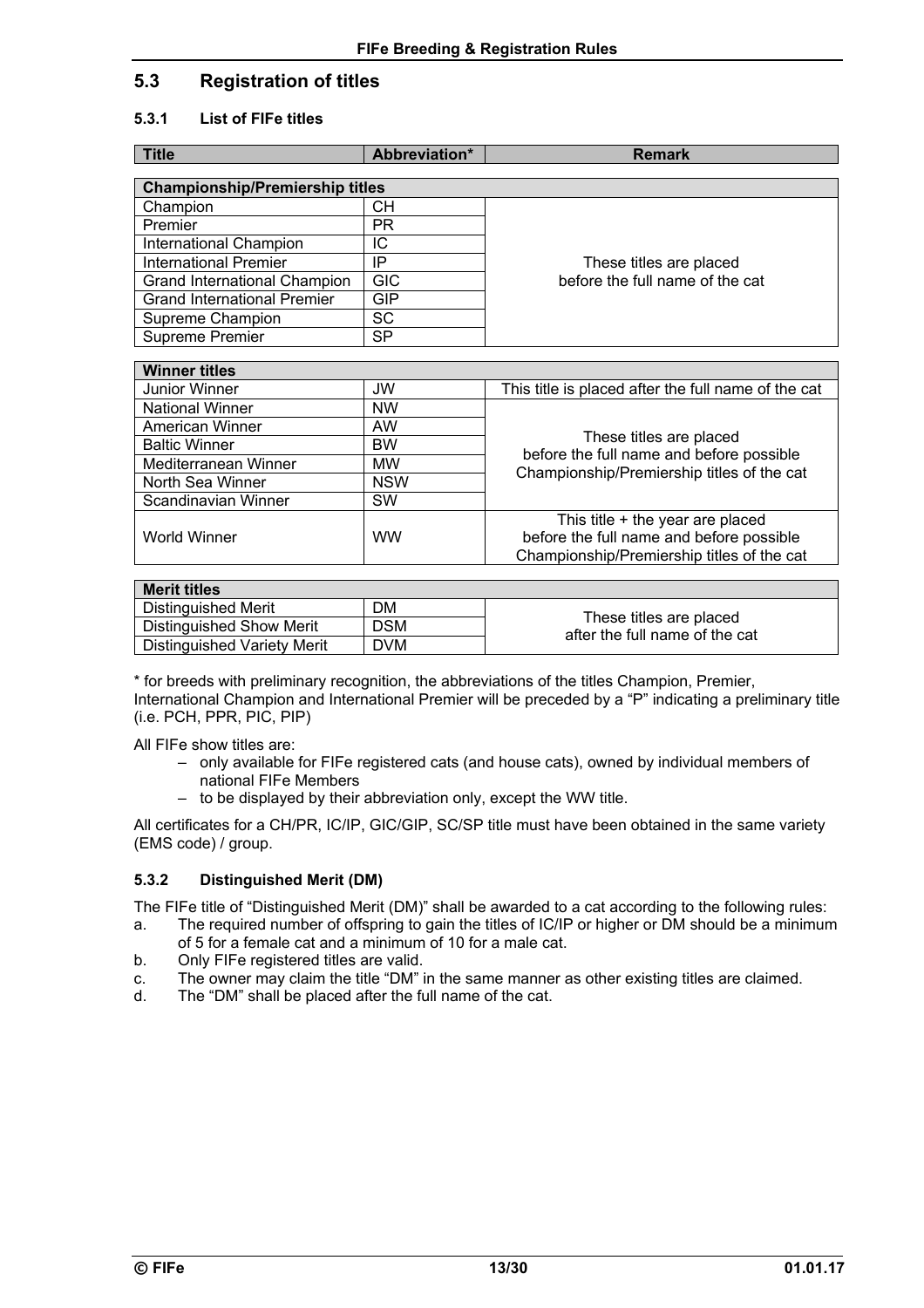## 5.3 Registration of titles

### 5.3.1 List of FIFe titles

| Title | Abbreviation* | Remark |
|---|---|---|
| **Championship/Premiership titles** | | |
| Champion | CH | These titles are placed before the full name of the cat |
| Premier | PR | |
| International Champion | IC | |
| International Premier | IP | |
| Grand International Champion | GIC | |
| Grand International Premier | GIP | |
| Supreme Champion | SC | |
| Supreme Premier | SP | |
| **Winner titles** | | |
| Junior Winner | JW | This title is placed after the full name of the cat |
| National Winner | NW | These titles are placed before the full name and before possible Championship/Premiership titles of the cat |
| American Winner | AW | |
| Baltic Winner | BW | |
| Mediterranean Winner | MW | |
| North Sea Winner | NSW | |
| Scandinavian Winner | SW | |
| World Winner | WW | This title + the year are placed before the full name and before possible Championship/Premiership titles of the cat |
| **Merit titles** | | |
| Distinguished Merit | DM | These titles are placed after the full name of the cat |
| Distinguished Show Merit | DSM | |
| Distinguished Variety Merit | DVM | |

* for breeds with preliminary recognition, the abbreviations of the titles Champion, Premier, International Champion and International Premier will be preceded by a "P" indicating a preliminary title (i.e. PCH, PPR, PIC, PIP)

All FIFe show titles are:

- only available for FIFe registered cats (and house cats), owned by individual members of national FIFe Members
- to be displayed by their abbreviation only, except the WW title.

All certificates for a CH/PR, IC/IP, GIC/GIP, SC/SP title must have been obtained in the same variety (EMS code) / group.

### 5.3.2 Distinguished Merit (DM)

The FIFe title of "Distinguished Merit (DM)" shall be awarded to a cat according to the following rules:

a. The required number of offspring to gain the titles of IC/IP or higher or DM should be a minimum of 5 for a female cat and a minimum of 10 for a male cat.
b. Only FIFe registered titles are valid.
c. The owner may claim the title "DM" in the same manner as other existing titles are claimed.
d. The "DM" shall be placed after the full name of the cat.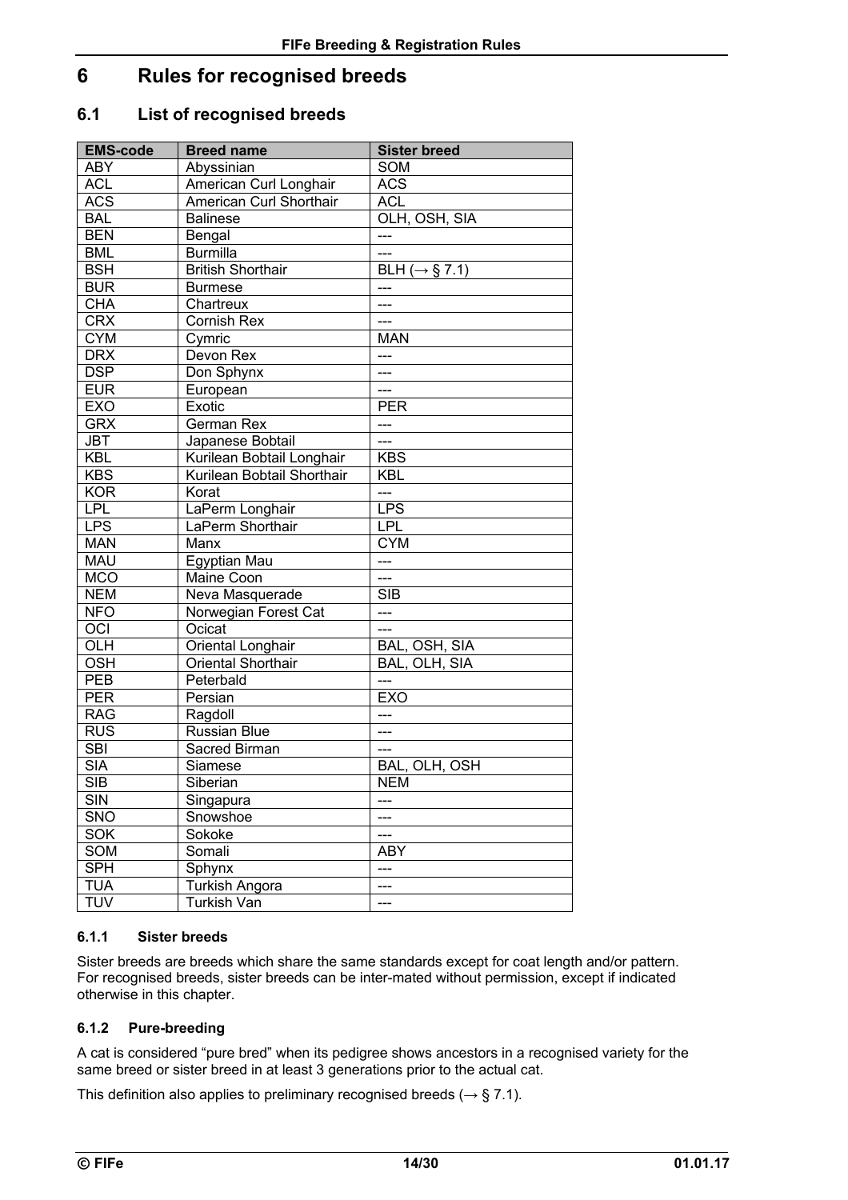# 6 Rules for recognised breeds

## 6.1 List of recognised breeds

| EMS-code | Breed name | Sister breed |
|---|---|---|
| ABY | Abyssinian | SOM |
| ACL | American Curl Longhair | ACS |
| ACS | American Curl Shorthair | ACL |
| BAL | Balinese | OLH, OSH, SIA |
| BEN | Bengal | --- |
| BML | Burmilla | --- |
| BSH | British Shorthair | BLH (→ § 7.1) |
| BUR | Burmese | --- |
| CHA | Chartreux | --- |
| CRX | Cornish Rex | --- |
| CYM | Cymric | MAN |
| DRX | Devon Rex | --- |
| DSP | Don Sphynx | --- |
| EUR | European | --- |
| EXO | Exotic | PER |
| GRX | German Rex | --- |
| JBT | Japanese Bobtail | --- |
| KBL | Kurilean Bobtail Longhair | KBS |
| KBS | Kurilean Bobtail Shorthair | KBL |
| KOR | Korat | --- |
| LPL | LaPerm Longhair | LPS |
| LPS | LaPerm Shorthair | LPL |
| MAN | Manx | CYM |
| MAU | Egyptian Mau | --- |
| MCO | Maine Coon | --- |
| NEM | Neva Masquerade | SIB |
| NFO | Norwegian Forest Cat | --- |
| OCI | Ocicat | --- |
| OLH | Oriental Longhair | BAL, OSH, SIA |
| OSH | Oriental Shorthair | BAL, OLH, SIA |
| PEB | Peterbald | --- |
| PER | Persian | EXO |
| RAG | Ragdoll | --- |
| RUS | Russian Blue | --- |
| SBI | Sacred Birman | --- |
| SIA | Siamese | BAL, OLH, OSH |
| SIB | Siberian | NEM |
| SIN | Singapura | --- |
| SNO | Snowshoe | --- |
| SOK | Sokoke | --- |
| SOM | Somali | ABY |
| SPH | Sphynx | --- |
| TUA | Turkish Angora | --- |
| TUV | Turkish Van | --- |

### 6.1.1 Sister breeds

Sister breeds are breeds which share the same standards except for coat length and/or pattern. For recognised breeds, sister breeds can be inter-mated without permission, except if indicated otherwise in this chapter.

### 6.1.2 Pure-breeding

A cat is considered "pure bred" when its pedigree shows ancestors in a recognised variety for the same breed or sister breed in at least 3 generations prior to the actual cat.

This definition also applies to preliminary recognised breeds (→ § 7.1).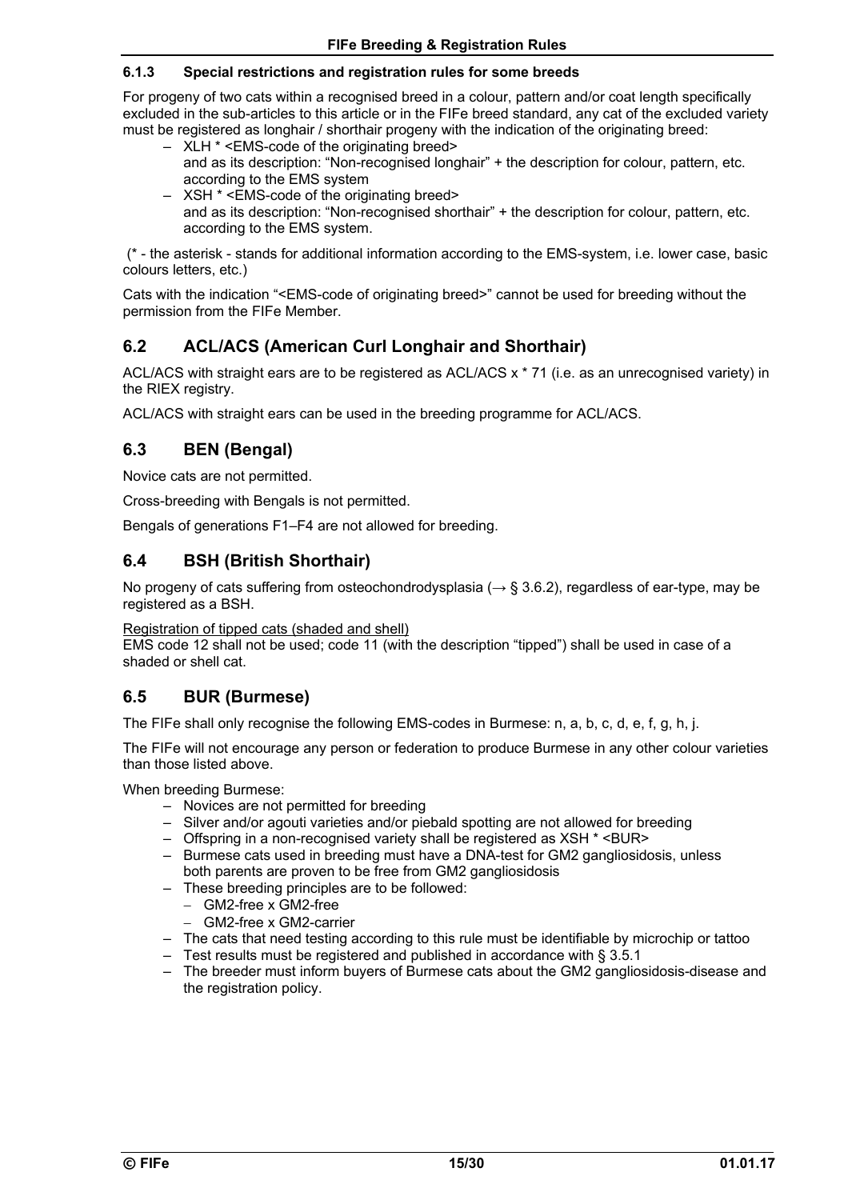#### 6.1.3 Special restrictions and registration rules for some breeds

For progeny of two cats within a recognised breed in a colour, pattern and/or coat length specifically excluded in the sub-articles to this article or in the FIFe breed standard, any cat of the excluded variety must be registered as longhair / shorthair progeny with the indication of the originating breed:

- XLH * <EMS-code of the originating breed>
  and as its description: "Non-recognised longhair" + the description for colour, pattern, etc. according to the EMS system
- XSH * <EMS-code of the originating breed>
  and as its description: "Non-recognised shorthair" + the description for colour, pattern, etc. according to the EMS system.

(* - the asterisk - stands for additional information according to the EMS-system, i.e. lower case, basic colours letters, etc.)

Cats with the indication "<EMS-code of originating breed>" cannot be used for breeding without the permission from the FIFe Member.

## 6.2 ACL/ACS (American Curl Longhair and Shorthair)

ACL/ACS with straight ears are to be registered as ACL/ACS x * 71 (i.e. as an unrecognised variety) in the RIEX registry.

ACL/ACS with straight ears can be used in the breeding programme for ACL/ACS.

## 6.3 BEN (Bengal)

Novice cats are not permitted.

Cross-breeding with Bengals is not permitted.

Bengals of generations F1–F4 are not allowed for breeding.

## 6.4 BSH (British Shorthair)

No progeny of cats suffering from osteochondrodysplasia (→ § 3.6.2), regardless of ear-type, may be registered as a BSH.

Registration of tipped cats (shaded and shell)
EMS code 12 shall not be used; code 11 (with the description "tipped") shall be used in case of a shaded or shell cat.

## 6.5 BUR (Burmese)

The FIFe shall only recognise the following EMS-codes in Burmese: n, a, b, c, d, e, f, g, h, j.

The FIFe will not encourage any person or federation to produce Burmese in any other colour varieties than those listed above.

When breeding Burmese:

- Novices are not permitted for breeding
- Silver and/or agouti varieties and/or piebald spotting are not allowed for breeding
- Offspring in a non-recognised variety shall be registered as XSH * <BUR>
- Burmese cats used in breeding must have a DNA-test for GM2 gangliosidosis, unless both parents are proven to be free from GM2 gangliosidosis
- These breeding principles are to be followed:
  - GM2-free x GM2-free
  - GM2-free x GM2-carrier
- The cats that need testing according to this rule must be identifiable by microchip or tattoo
- Test results must be registered and published in accordance with § 3.5.1
- The breeder must inform buyers of Burmese cats about the GM2 gangliosidosis-disease and the registration policy.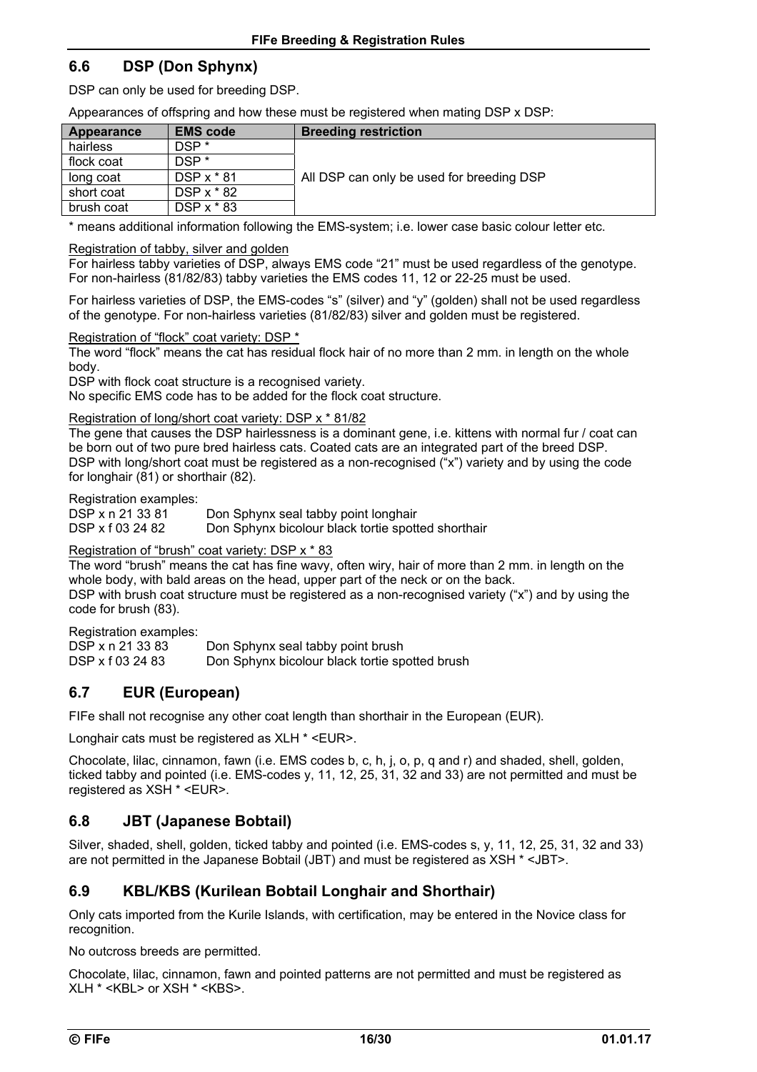## 6.6 DSP (Don Sphynx)

DSP can only be used for breeding DSP.

Appearances of offspring and how these must be registered when mating DSP x DSP:

| Appearance | EMS code | Breeding restriction |
|---|---|---|
| hairless | DSP * | All DSP can only be used for breeding DSP |
| flock coat | DSP * | |
| long coat | DSP x * 81 | |
| short coat | DSP x * 82 | |
| brush coat | DSP x * 83 | |

* means additional information following the EMS-system; i.e. lower case basic colour letter etc.

<u>Registration of tabby, silver and golden</u>
For hairless tabby varieties of DSP, always EMS code "21" must be used regardless of the genotype. For non-hairless (81/82/83) tabby varieties the EMS codes 11, 12 or 22-25 must be used.

For hairless varieties of DSP, the EMS-codes "s" (silver) and "y" (golden) shall not be used regardless of the genotype. For non-hairless varieties (81/82/83) silver and golden must be registered.

<u>Registration of "flock" coat variety: DSP *</u>
The word "flock" means the cat has residual flock hair of no more than 2 mm. in length on the whole body.
DSP with flock coat structure is a recognised variety.
No specific EMS code has to be added for the flock coat structure.

<u>Registration of long/short coat variety: DSP x * 81/82</u>
The gene that causes the DSP hairlessness is a dominant gene, i.e. kittens with normal fur / coat can be born out of two pure bred hairless cats. Coated cats are an integrated part of the breed DSP. DSP with long/short coat must be registered as a non-recognised ("x") variety and by using the code for longhair (81) or shorthair (82).

Registration examples:
DSP x n 21 33 81 Don Sphynx seal tabby point longhair
DSP x f 03 24 82 Don Sphynx bicolour black tortie spotted shorthair

<u>Registration of "brush" coat variety: DSP x * 83</u>
The word "brush" means the cat has fine wavy, often wiry, hair of more than 2 mm. in length on the whole body, with bald areas on the head, upper part of the neck or on the back.
DSP with brush coat structure must be registered as a non-recognised variety ("x") and by using the code for brush (83).

Registration examples:
DSP x n 21 33 83 Don Sphynx seal tabby point brush
DSP x f 03 24 83 Don Sphynx bicolour black tortie spotted brush

## 6.7 EUR (European)

FIFe shall not recognise any other coat length than shorthair in the European (EUR).

Longhair cats must be registered as XLH * <EUR>.

Chocolate, lilac, cinnamon, fawn (i.e. EMS codes b, c, h, j, o, p, q and r) and shaded, shell, golden, ticked tabby and pointed (i.e. EMS-codes y, 11, 12, 25, 31, 32 and 33) are not permitted and must be registered as XSH * <EUR>.

## 6.8 JBT (Japanese Bobtail)

Silver, shaded, shell, golden, ticked tabby and pointed (i.e. EMS-codes s, y, 11, 12, 25, 31, 32 and 33) are not permitted in the Japanese Bobtail (JBT) and must be registered as XSH * <JBT>.

## 6.9 KBL/KBS (Kurilean Bobtail Longhair and Shorthair)

Only cats imported from the Kurile Islands, with certification, may be entered in the Novice class for recognition.

No outcross breeds are permitted.

Chocolate, lilac, cinnamon, fawn and pointed patterns are not permitted and must be registered as XLH * <KBL> or XSH * <KBS>.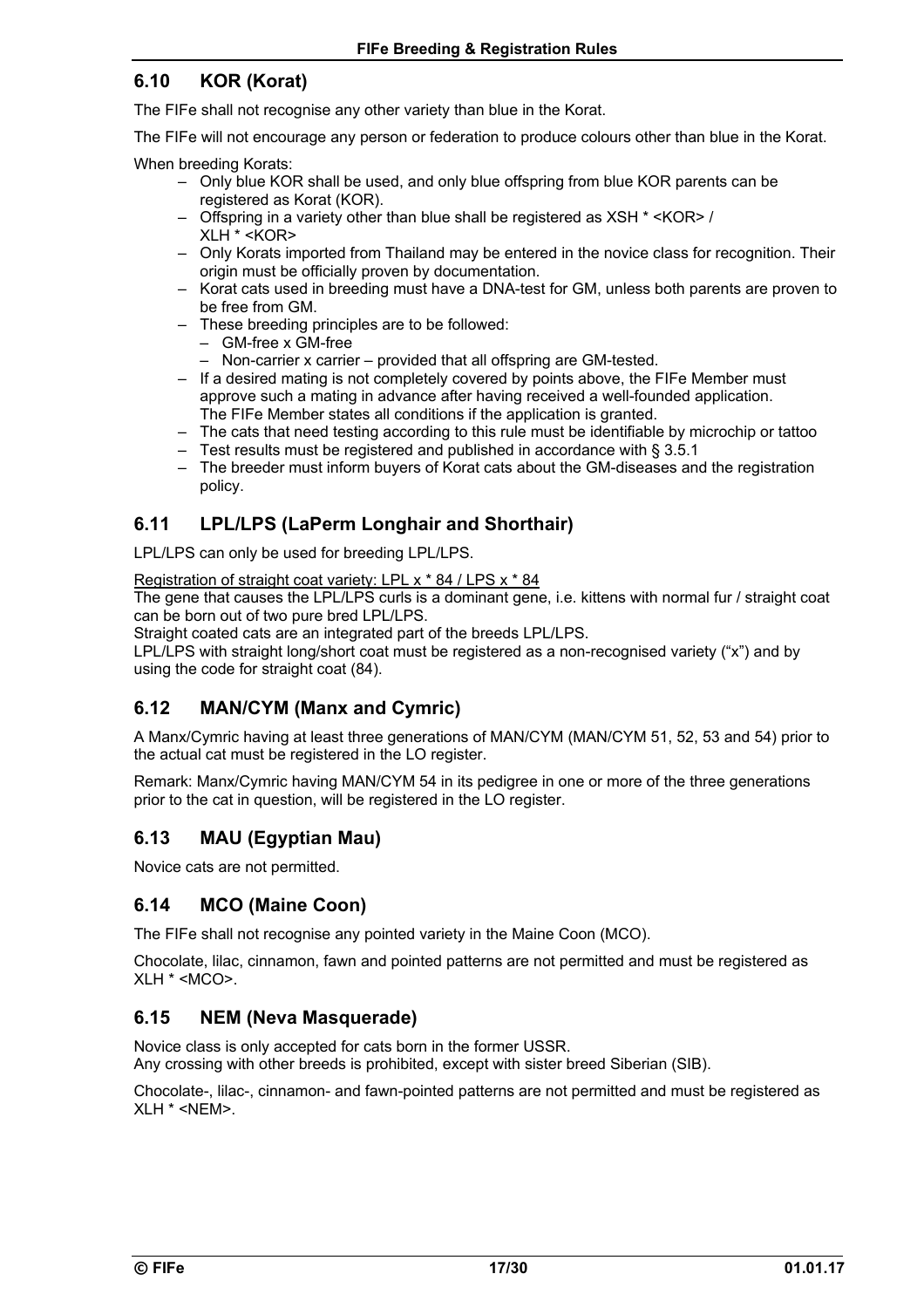## 6.10 KOR (Korat)

The FIFe shall not recognise any other variety than blue in the Korat.

The FIFe will not encourage any person or federation to produce colours other than blue in the Korat.

When breeding Korats:

- Only blue KOR shall be used, and only blue offspring from blue KOR parents can be registered as Korat (KOR).
- Offspring in a variety other than blue shall be registered as XSH * <KOR> / XLH * <KOR>
- Only Korats imported from Thailand may be entered in the novice class for recognition. Their origin must be officially proven by documentation.
- Korat cats used in breeding must have a DNA-test for GM, unless both parents are proven to be free from GM.
- These breeding principles are to be followed:
  - GM-free x GM-free
  - Non-carrier x carrier – provided that all offspring are GM-tested.
- If a desired mating is not completely covered by points above, the FIFe Member must approve such a mating in advance after having received a well-founded application. The FIFe Member states all conditions if the application is granted.
- The cats that need testing according to this rule must be identifiable by microchip or tattoo
- Test results must be registered and published in accordance with § 3.5.1
- The breeder must inform buyers of Korat cats about the GM-diseases and the registration policy.

## 6.11 LPL/LPS (LaPerm Longhair and Shorthair)

LPL/LPS can only be used for breeding LPL/LPS.

<u>Registration of straight coat variety: LPL x * 84 / LPS x * 84</u>
The gene that causes the LPL/LPS curls is a dominant gene, i.e. kittens with normal fur / straight coat can be born out of two pure bred LPL/LPS.
Straight coated cats are an integrated part of the breeds LPL/LPS.
LPL/LPS with straight long/short coat must be registered as a non-recognised variety ("x") and by using the code for straight coat (84).

## 6.12 MAN/CYM (Manx and Cymric)

A Manx/Cymric having at least three generations of MAN/CYM (MAN/CYM 51, 52, 53 and 54) prior to the actual cat must be registered in the LO register.

Remark: Manx/Cymric having MAN/CYM 54 in its pedigree in one or more of the three generations prior to the cat in question, will be registered in the LO register.

## 6.13 MAU (Egyptian Mau)

Novice cats are not permitted.

## 6.14 MCO (Maine Coon)

The FIFe shall not recognise any pointed variety in the Maine Coon (MCO).

Chocolate, lilac, cinnamon, fawn and pointed patterns are not permitted and must be registered as XLH * <MCO>.

## 6.15 NEM (Neva Masquerade)

Novice class is only accepted for cats born in the former USSR.
Any crossing with other breeds is prohibited, except with sister breed Siberian (SIB).

Chocolate-, lilac-, cinnamon- and fawn-pointed patterns are not permitted and must be registered as XLH * <NEM>.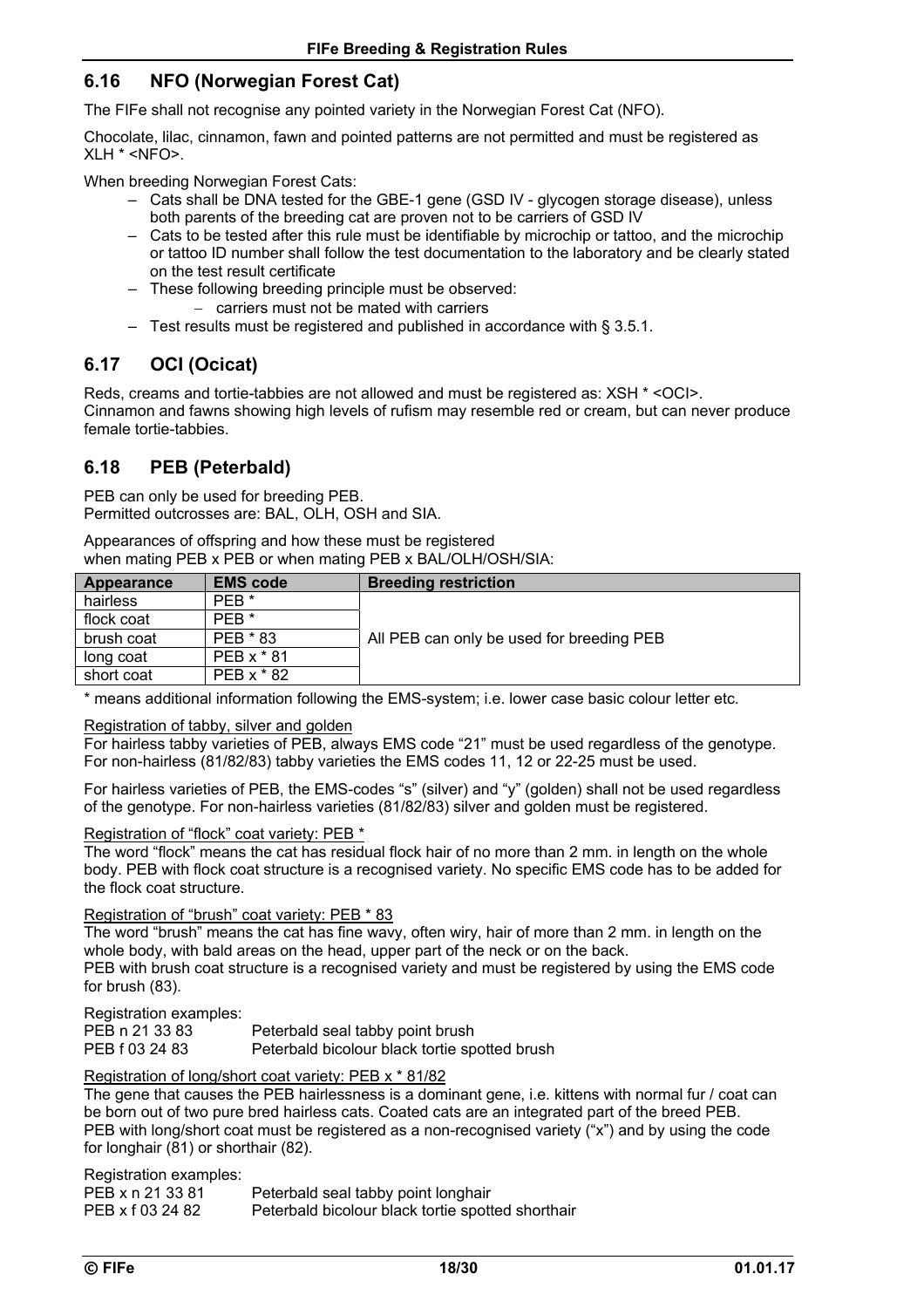## 6.16 NFO (Norwegian Forest Cat)

The FIFe shall not recognise any pointed variety in the Norwegian Forest Cat (NFO).

Chocolate, lilac, cinnamon, fawn and pointed patterns are not permitted and must be registered as XLH * <NFO>.

When breeding Norwegian Forest Cats:

- Cats shall be DNA tested for the GBE-1 gene (GSD IV - glycogen storage disease), unless both parents of the breeding cat are proven not to be carriers of GSD IV
- Cats to be tested after this rule must be identifiable by microchip or tattoo, and the microchip or tattoo ID number shall follow the test documentation to the laboratory and be clearly stated on the test result certificate
- These following breeding principle must be observed:
  - carriers must not be mated with carriers
- Test results must be registered and published in accordance with § 3.5.1.

## 6.17 OCI (Ocicat)

Reds, creams and tortie-tabbies are not allowed and must be registered as: XSH * <OCI>.
Cinnamon and fawns showing high levels of rufism may resemble red or cream, but can never produce female tortie-tabbies.

## 6.18 PEB (Peterbald)

PEB can only be used for breeding PEB.
Permitted outcrosses are: BAL, OLH, OSH and SIA.

Appearances of offspring and how these must be registered
when mating PEB x PEB or when mating PEB x BAL/OLH/OSH/SIA:

| Appearance | EMS code | Breeding restriction |
|---|---|---|
| hairless | PEB * | All PEB can only be used for breeding PEB |
| flock coat | PEB * | |
| brush coat | PEB * 83 | |
| long coat | PEB x * 81 | |
| short coat | PEB x * 82 | |

* means additional information following the EMS-system; i.e. lower case basic colour letter etc.

Registration of tabby, silver and golden

For hairless tabby varieties of PEB, always EMS code "21" must be used regardless of the genotype. For non-hairless (81/82/83) tabby varieties the EMS codes 11, 12 or 22-25 must be used.

For hairless varieties of PEB, the EMS-codes "s" (silver) and "y" (golden) shall not be used regardless of the genotype. For non-hairless varieties (81/82/83) silver and golden must be registered.

Registration of "flock" coat variety: PEB *

The word "flock" means the cat has residual flock hair of no more than 2 mm. in length on the whole body. PEB with flock coat structure is a recognised variety. No specific EMS code has to be added for the flock coat structure.

Registration of "brush" coat variety: PEB * 83

The word "brush" means the cat has fine wavy, often wiry, hair of more than 2 mm. in length on the whole body, with bald areas on the head, upper part of the neck or on the back.
PEB with brush coat structure is a recognised variety and must be registered by using the EMS code for brush (83).

Registration examples:

PEB n 21 33 83 — Peterbald seal tabby point brush
PEB f 03 24 83 — Peterbald bicolour black tortie spotted brush

Registration of long/short coat variety: PEB x * 81/82

The gene that causes the PEB hairlessness is a dominant gene, i.e. kittens with normal fur / coat can be born out of two pure bred hairless cats. Coated cats are an integrated part of the breed PEB.
PEB with long/short coat must be registered as a non-recognised variety ("x") and by using the code for longhair (81) or shorthair (82).

Registration examples:

PEB x n 21 33 81 — Peterbald seal tabby point longhair
PEB x f 03 24 82 — Peterbald bicolour black tortie spotted shorthair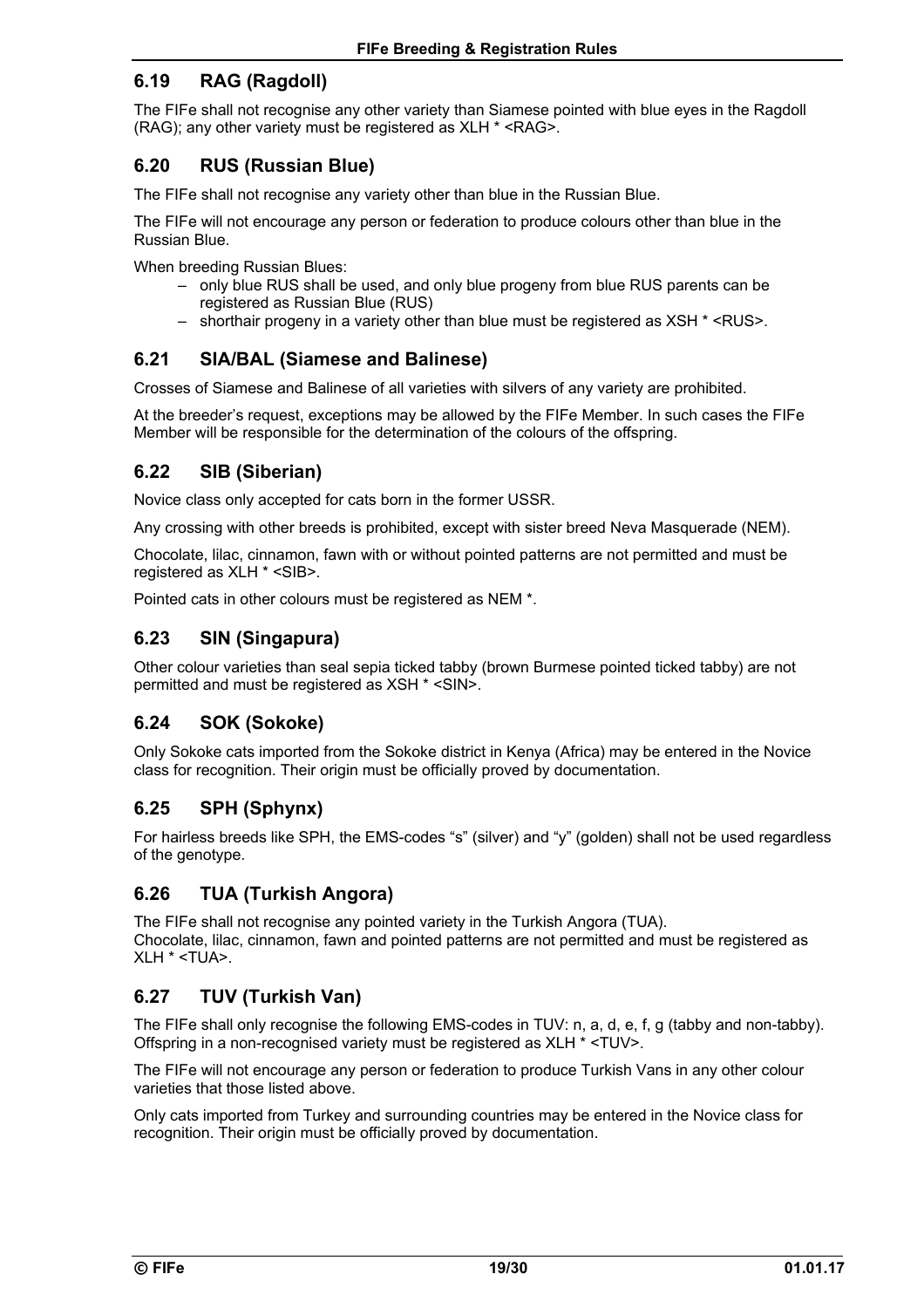## 6.19 RAG (Ragdoll)

The FIFe shall not recognise any other variety than Siamese pointed with blue eyes in the Ragdoll (RAG); any other variety must be registered as XLH * <RAG>.

## 6.20 RUS (Russian Blue)

The FIFe shall not recognise any variety other than blue in the Russian Blue.

The FIFe will not encourage any person or federation to produce colours other than blue in the Russian Blue.

When breeding Russian Blues:

- only blue RUS shall be used, and only blue progeny from blue RUS parents can be registered as Russian Blue (RUS)
- shorthair progeny in a variety other than blue must be registered as XSH * <RUS>.

## 6.21 SIA/BAL (Siamese and Balinese)

Crosses of Siamese and Balinese of all varieties with silvers of any variety are prohibited.

At the breeder's request, exceptions may be allowed by the FIFe Member. In such cases the FIFe Member will be responsible for the determination of the colours of the offspring.

## 6.22 SIB (Siberian)

Novice class only accepted for cats born in the former USSR.

Any crossing with other breeds is prohibited, except with sister breed Neva Masquerade (NEM).

Chocolate, lilac, cinnamon, fawn with or without pointed patterns are not permitted and must be registered as XLH * <SIB>.

Pointed cats in other colours must be registered as NEM *.

## 6.23 SIN (Singapura)

Other colour varieties than seal sepia ticked tabby (brown Burmese pointed ticked tabby) are not permitted and must be registered as XSH * <SIN>.

## 6.24 SOK (Sokoke)

Only Sokoke cats imported from the Sokoke district in Kenya (Africa) may be entered in the Novice class for recognition. Their origin must be officially proved by documentation.

## 6.25 SPH (Sphynx)

For hairless breeds like SPH, the EMS-codes "s" (silver) and "y" (golden) shall not be used regardless of the genotype.

## 6.26 TUA (Turkish Angora)

The FIFe shall not recognise any pointed variety in the Turkish Angora (TUA).
Chocolate, lilac, cinnamon, fawn and pointed patterns are not permitted and must be registered as XLH * <TUA>.

## 6.27 TUV (Turkish Van)

The FIFe shall only recognise the following EMS-codes in TUV: n, a, d, e, f, g (tabby and non-tabby). Offspring in a non-recognised variety must be registered as XLH * <TUV>.

The FIFe will not encourage any person or federation to produce Turkish Vans in any other colour varieties that those listed above.

Only cats imported from Turkey and surrounding countries may be entered in the Novice class for recognition. Their origin must be officially proved by documentation.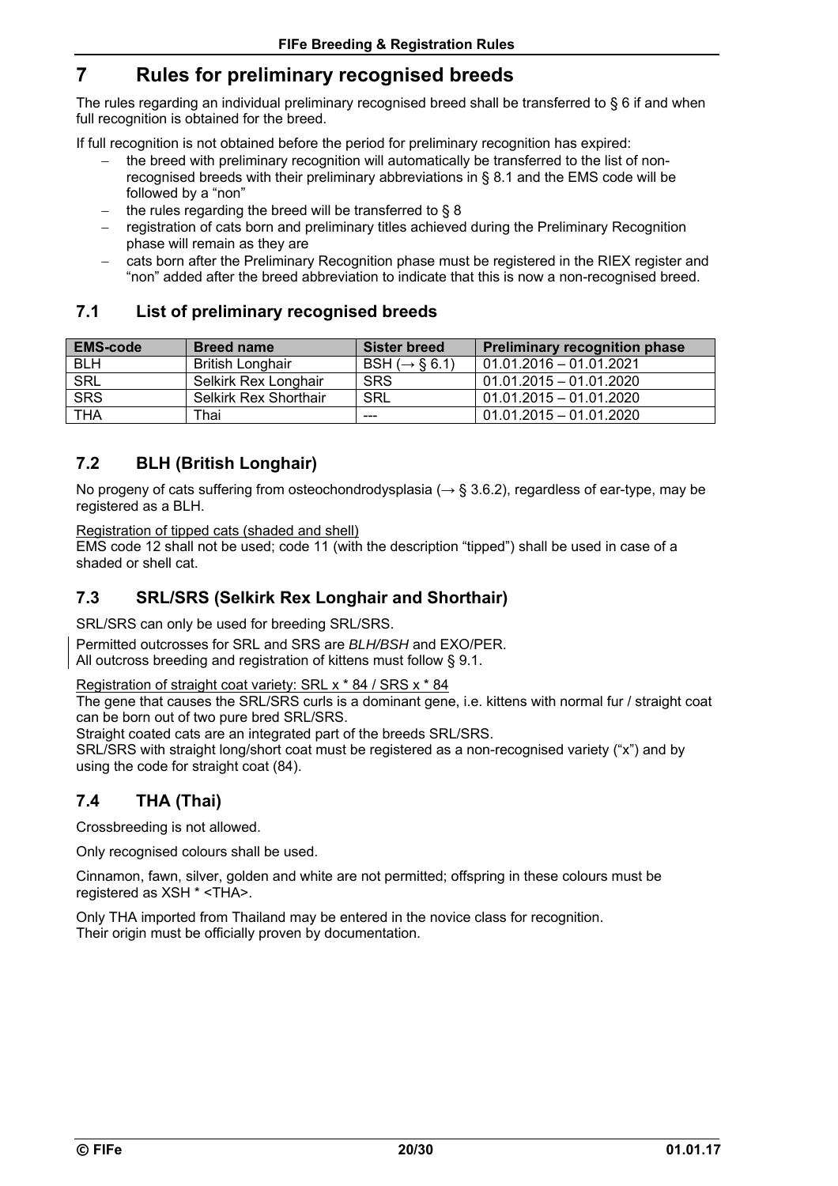# 7 Rules for preliminary recognised breeds

The rules regarding an individual preliminary recognised breed shall be transferred to § 6 if and when full recognition is obtained for the breed.

If full recognition is not obtained before the period for preliminary recognition has expired:

- the breed with preliminary recognition will automatically be transferred to the list of non-recognised breeds with their preliminary abbreviations in § 8.1 and the EMS code will be followed by a "non"
- the rules regarding the breed will be transferred to § 8
- registration of cats born and preliminary titles achieved during the Preliminary Recognition phase will remain as they are
- cats born after the Preliminary Recognition phase must be registered in the RIEX register and "non" added after the breed abbreviation to indicate that this is now a non-recognised breed.

## 7.1 List of preliminary recognised breeds

| EMS-code | Breed name | Sister breed | Preliminary recognition phase |
|---|---|---|---|
| BLH | British Longhair | BSH (→ § 6.1) | 01.01.2016 – 01.01.2021 |
| SRL | Selkirk Rex Longhair | SRS | 01.01.2015 – 01.01.2020 |
| SRS | Selkirk Rex Shorthair | SRL | 01.01.2015 – 01.01.2020 |
| THA | Thai | --- | 01.01.2015 – 01.01.2020 |

## 7.2 BLH (British Longhair)

No progeny of cats suffering from osteochondrodysplasia (→ § 3.6.2), regardless of ear-type, may be registered as a BLH.

Registration of tipped cats (shaded and shell)
EMS code 12 shall not be used; code 11 (with the description "tipped") shall be used in case of a shaded or shell cat.

## 7.3 SRL/SRS (Selkirk Rex Longhair and Shorthair)

SRL/SRS can only be used for breeding SRL/SRS.

Permitted outcrosses for SRL and SRS are *BLH/BSH* and EXO/PER.
All outcross breeding and registration of kittens must follow § 9.1.

Registration of straight coat variety: SRL x * 84 / SRS x * 84
The gene that causes the SRL/SRS curls is a dominant gene, i.e. kittens with normal fur / straight coat can be born out of two pure bred SRL/SRS.
Straight coated cats are an integrated part of the breeds SRL/SRS.
SRL/SRS with straight long/short coat must be registered as a non-recognised variety ("x") and by using the code for straight coat (84).

## 7.4 THA (Thai)

Crossbreeding is not allowed.

Only recognised colours shall be used.

Cinnamon, fawn, silver, golden and white are not permitted; offspring in these colours must be registered as XSH * <THA>.

Only THA imported from Thailand may be entered in the novice class for recognition.
Their origin must be officially proven by documentation.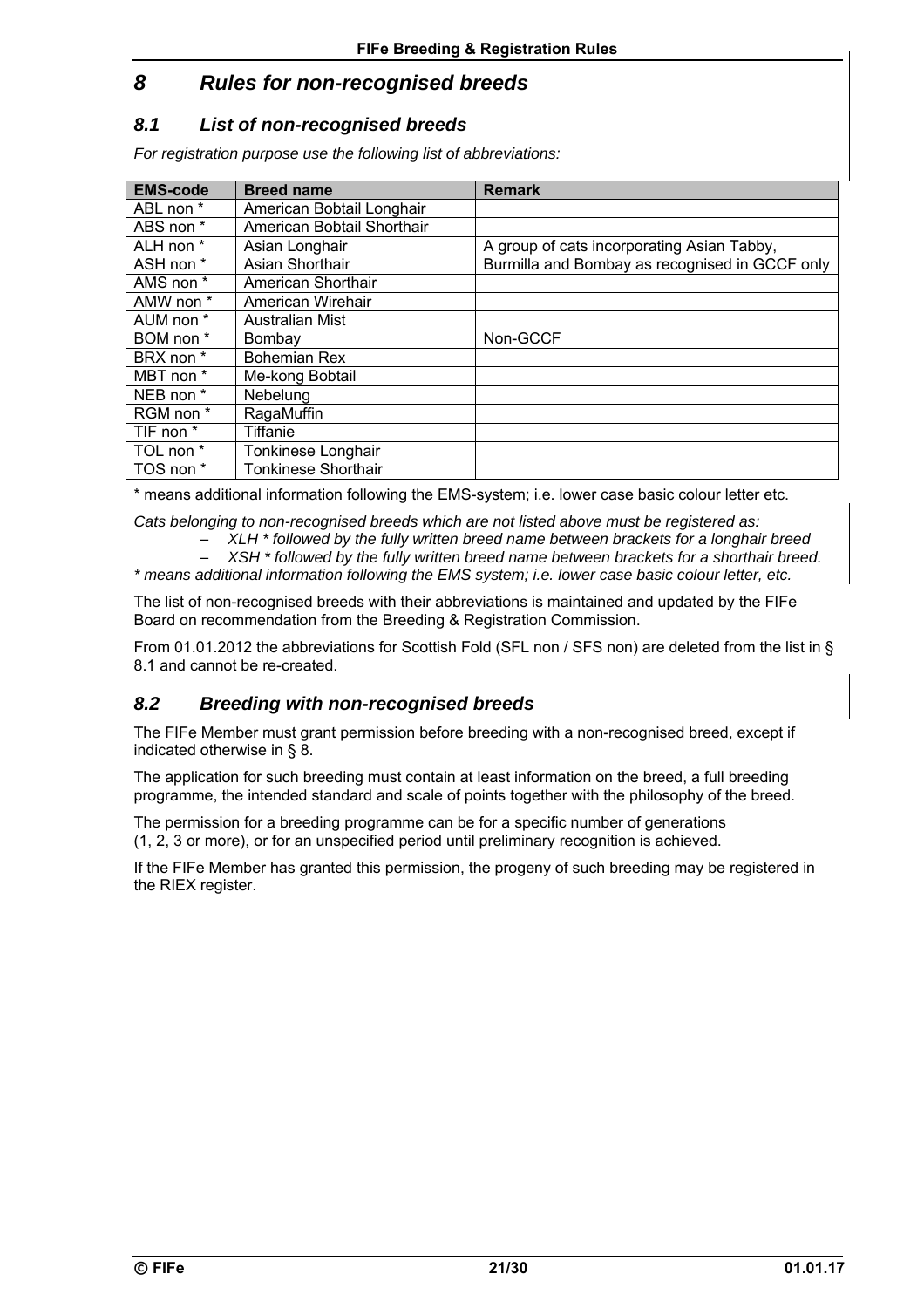# 8 Rules for non-recognised breeds

## 8.1 List of non-recognised breeds

*For registration purpose use the following list of abbreviations:*

| EMS-code | Breed name | Remark |
|---|---|---|
| ABL non * | American Bobtail Longhair | |
| ABS non * | American Bobtail Shorthair | |
| ALH non * | Asian Longhair | A group of cats incorporating Asian Tabby, |
| ASH non * | Asian Shorthair | Burmilla and Bombay as recognised in GCCF only |
| AMS non * | American Shorthair | |
| AMW non * | American Wirehair | |
| AUM non * | Australian Mist | |
| BOM non * | Bombay | Non-GCCF |
| BRX non * | Bohemian Rex | |
| MBT non * | Me-kong Bobtail | |
| NEB non * | Nebelung | |
| RGM non * | RagaMuffin | |
| TIF non * | Tiffanie | |
| TOL non * | Tonkinese Longhair | |
| TOS non * | Tonkinese Shorthair | |

* means additional information following the EMS-system; i.e. lower case basic colour letter etc.

*Cats belonging to non-recognised breeds which are not listed above must be registered as:*

- *XLH * followed by the fully written breed name between brackets for a longhair breed*
- *XSH * followed by the fully written breed name between brackets for a shorthair breed.*

** means additional information following the EMS system; i.e. lower case basic colour letter, etc.*

The list of non-recognised breeds with their abbreviations is maintained and updated by the FIFe Board on recommendation from the Breeding & Registration Commission.

From 01.01.2012 the abbreviations for Scottish Fold (SFL non / SFS non) are deleted from the list in § 8.1 and cannot be re-created.

## 8.2 Breeding with non-recognised breeds

The FIFe Member must grant permission before breeding with a non-recognised breed, except if indicated otherwise in § 8.

The application for such breeding must contain at least information on the breed, a full breeding programme, the intended standard and scale of points together with the philosophy of the breed.

The permission for a breeding programme can be for a specific number of generations (1, 2, 3 or more), or for an unspecified period until preliminary recognition is achieved.

If the FIFe Member has granted this permission, the progeny of such breeding may be registered in the RIEX register.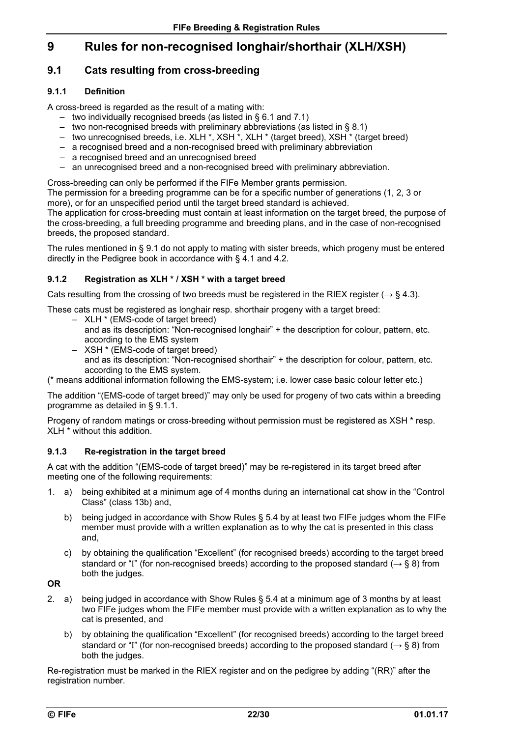# 9 Rules for non-recognised longhair/shorthair (XLH/XSH)

## 9.1 Cats resulting from cross-breeding

### 9.1.1 Definition

A cross-breed is regarded as the result of a mating with:

– two individually recognised breeds (as listed in § 6.1 and 7.1)
– two non-recognised breeds with preliminary abbreviations (as listed in § 8.1)
– two unrecognised breeds, i.e. XLH *, XSH *, XLH * (target breed), XSH * (target breed)
– a recognised breed and a non-recognised breed with preliminary abbreviation
– a recognised breed and an unrecognised breed
– an unrecognised breed and a non-recognised breed with preliminary abbreviation.

Cross-breeding can only be performed if the FIFe Member grants permission.
The permission for a breeding programme can be for a specific number of generations (1, 2, 3 or more), or for an unspecified period until the target breed standard is achieved.
The application for cross-breeding must contain at least information on the target breed, the purpose of the cross-breeding, a full breeding programme and breeding plans, and in the case of non-recognised breeds, the proposed standard.

The rules mentioned in § 9.1 do not apply to mating with sister breeds, which progeny must be entered directly in the Pedigree book in accordance with § 4.1 and 4.2.

### 9.1.2 Registration as XLH * / XSH * with a target breed

Cats resulting from the crossing of two breeds must be registered in the RIEX register (→ § 4.3).

These cats must be registered as longhair resp. shorthair progeny with a target breed:

– XLH * (EMS-code of target breed)
  and as its description: "Non-recognised longhair" + the description for colour, pattern, etc. according to the EMS system
– XSH * (EMS-code of target breed)
  and as its description: "Non-recognised shorthair" + the description for colour, pattern, etc. according to the EMS system.

(* means additional information following the EMS-system; i.e. lower case basic colour letter etc.)

The addition "(EMS-code of target breed)" may only be used for progeny of two cats within a breeding programme as detailed in § 9.1.1.

Progeny of random matings or cross-breeding without permission must be registered as XSH * resp. XLH * without this addition.

### 9.1.3 Re-registration in the target breed

A cat with the addition "(EMS-code of target breed)" may be re-registered in its target breed after meeting one of the following requirements:

1. a) being exhibited at a minimum age of 4 months during an international cat show in the "Control Class" (class 13b) and,

   b) being judged in accordance with Show Rules § 5.4 by at least two FIFe judges whom the FIFe member must provide with a written explanation as to why the cat is presented in this class and,

   c) by obtaining the qualification "Excellent" (for recognised breeds) according to the target breed standard or "I" (for non-recognised breeds) according to the proposed standard (→ § 8) from both the judges.

**OR**

2. a) being judged in accordance with Show Rules § 5.4 at a minimum age of 3 months by at least two FIFe judges whom the FIFe member must provide with a written explanation as to why the cat is presented, and

   b) by obtaining the qualification "Excellent" (for recognised breeds) according to the target breed standard or "I" (for non-recognised breeds) according to the proposed standard (→ § 8) from both the judges.

Re-registration must be marked in the RIEX register and on the pedigree by adding "(RR)" after the registration number.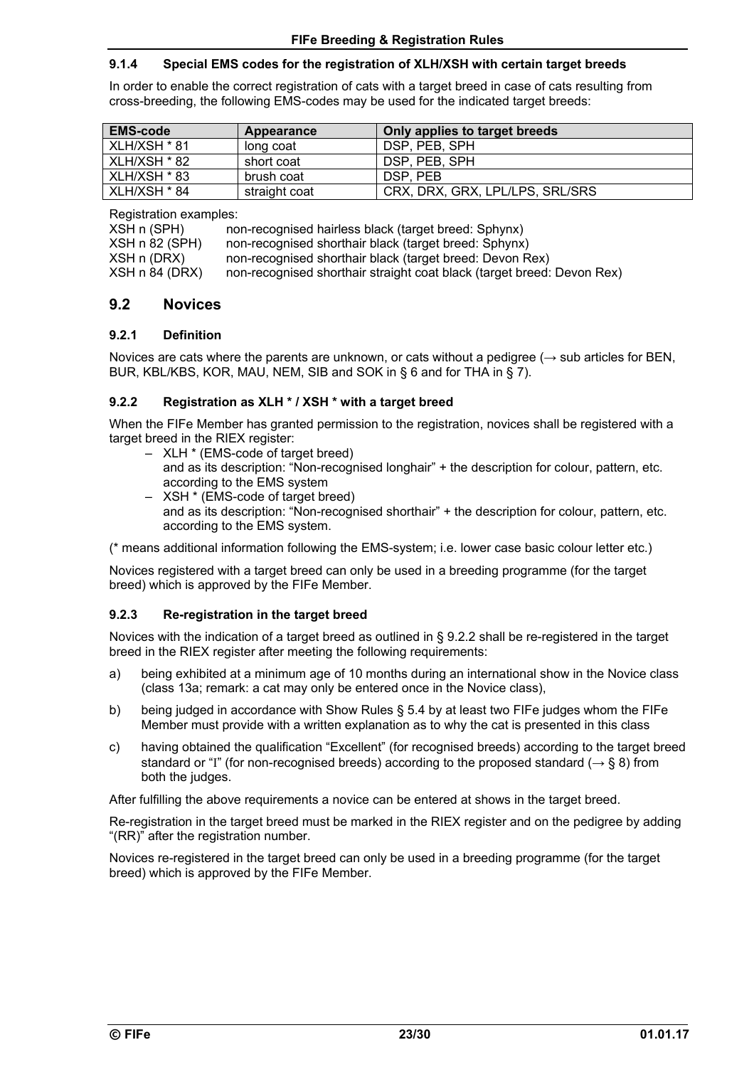### 9.1.4 Special EMS codes for the registration of XLH/XSH with certain target breeds

In order to enable the correct registration of cats with a target breed in case of cats resulting from cross-breeding, the following EMS-codes may be used for the indicated target breeds:

| EMS-code | Appearance | Only applies to target breeds |
|---|---|---|
| XLH/XSH * 81 | long coat | DSP, PEB, SPH |
| XLH/XSH * 82 | short coat | DSP, PEB, SPH |
| XLH/XSH * 83 | brush coat | DSP, PEB |
| XLH/XSH * 84 | straight coat | CRX, DRX, GRX, LPL/LPS, SRL/SRS |

Registration examples:

XSH n (SPH) non-recognised hairless black (target breed: Sphynx)
XSH n 82 (SPH) non-recognised shorthair black (target breed: Sphynx)
XSH n (DRX) non-recognised shorthair black (target breed: Devon Rex)
XSH n 84 (DRX) non-recognised shorthair straight coat black (target breed: Devon Rex)

## 9.2 Novices

### 9.2.1 Definition

Novices are cats where the parents are unknown, or cats without a pedigree (→ sub articles for BEN, BUR, KBL/KBS, KOR, MAU, NEM, SIB and SOK in § 6 and for THA in § 7).

### 9.2.2 Registration as XLH * / XSH * with a target breed

When the FIFe Member has granted permission to the registration, novices shall be registered with a target breed in the RIEX register:

- XLH * (EMS-code of target breed)
  and as its description: "Non-recognised longhair" + the description for colour, pattern, etc. according to the EMS system
- XSH * (EMS-code of target breed)
  and as its description: "Non-recognised shorthair" + the description for colour, pattern, etc. according to the EMS system.

(* means additional information following the EMS-system; i.e. lower case basic colour letter etc.)

Novices registered with a target breed can only be used in a breeding programme (for the target breed) which is approved by the FIFe Member.

### 9.2.3 Re-registration in the target breed

Novices with the indication of a target breed as outlined in § 9.2.2 shall be re-registered in the target breed in the RIEX register after meeting the following requirements:

a) being exhibited at a minimum age of 10 months during an international show in the Novice class (class 13a; remark: a cat may only be entered once in the Novice class),

b) being judged in accordance with Show Rules § 5.4 by at least two FIFe judges whom the FIFe Member must provide with a written explanation as to why the cat is presented in this class

c) having obtained the qualification "Excellent" (for recognised breeds) according to the target breed standard or "I" (for non-recognised breeds) according to the proposed standard (→ § 8) from both the judges.

After fulfilling the above requirements a novice can be entered at shows in the target breed.

Re-registration in the target breed must be marked in the RIEX register and on the pedigree by adding "(RR)" after the registration number.

Novices re-registered in the target breed can only be used in a breeding programme (for the target breed) which is approved by the FIFe Member.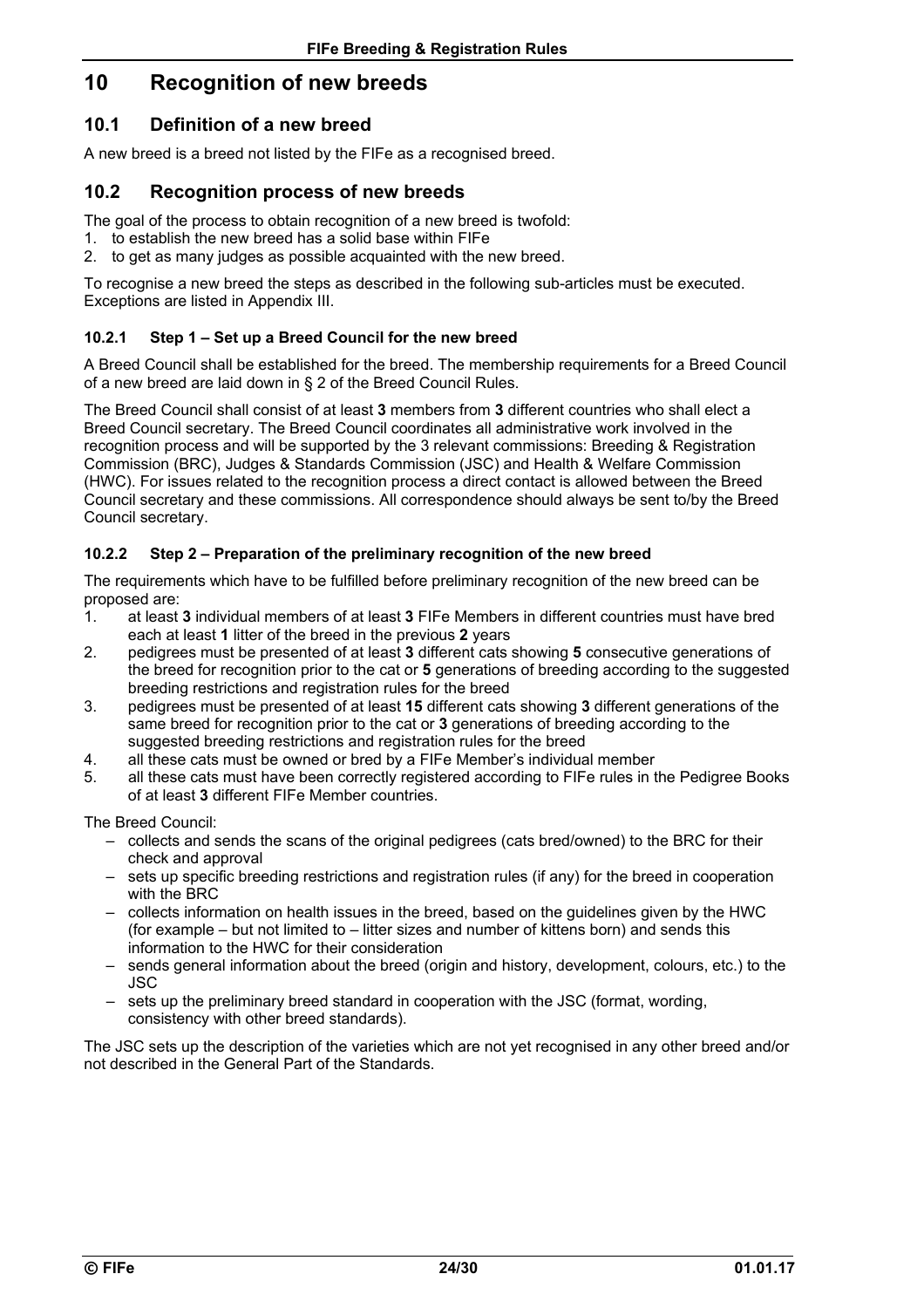# 10 Recognition of new breeds

## 10.1 Definition of a new breed

A new breed is a breed not listed by the FIFe as a recognised breed.

## 10.2 Recognition process of new breeds

The goal of the process to obtain recognition of a new breed is twofold:

1. to establish the new breed has a solid base within FIFe
2. to get as many judges as possible acquainted with the new breed.

To recognise a new breed the steps as described in the following sub-articles must be executed. Exceptions are listed in Appendix III.

### 10.2.1 Step 1 – Set up a Breed Council for the new breed

A Breed Council shall be established for the breed. The membership requirements for a Breed Council of a new breed are laid down in § 2 of the Breed Council Rules.

The Breed Council shall consist of at least **3** members from **3** different countries who shall elect a Breed Council secretary. The Breed Council coordinates all administrative work involved in the recognition process and will be supported by the 3 relevant commissions: Breeding & Registration Commission (BRC), Judges & Standards Commission (JSC) and Health & Welfare Commission (HWC). For issues related to the recognition process a direct contact is allowed between the Breed Council secretary and these commissions. All correspondence should always be sent to/by the Breed Council secretary.

### 10.2.2 Step 2 – Preparation of the preliminary recognition of the new breed

The requirements which have to be fulfilled before preliminary recognition of the new breed can be proposed are:

1. at least **3** individual members of at least **3** FIFe Members in different countries must have bred each at least **1** litter of the breed in the previous **2** years
2. pedigrees must be presented of at least **3** different cats showing **5** consecutive generations of the breed for recognition prior to the cat or **5** generations of breeding according to the suggested breeding restrictions and registration rules for the breed
3. pedigrees must be presented of at least **15** different cats showing **3** different generations of the same breed for recognition prior to the cat or **3** generations of breeding according to the suggested breeding restrictions and registration rules for the breed
4. all these cats must be owned or bred by a FIFe Member's individual member
5. all these cats must have been correctly registered according to FIFe rules in the Pedigree Books of at least **3** different FIFe Member countries.

The Breed Council:

- collects and sends the scans of the original pedigrees (cats bred/owned) to the BRC for their check and approval
- sets up specific breeding restrictions and registration rules (if any) for the breed in cooperation with the BRC
- collects information on health issues in the breed, based on the guidelines given by the HWC (for example – but not limited to – litter sizes and number of kittens born) and sends this information to the HWC for their consideration
- sends general information about the breed (origin and history, development, colours, etc.) to the JSC
- sets up the preliminary breed standard in cooperation with the JSC (format, wording, consistency with other breed standards).

The JSC sets up the description of the varieties which are not yet recognised in any other breed and/or not described in the General Part of the Standards.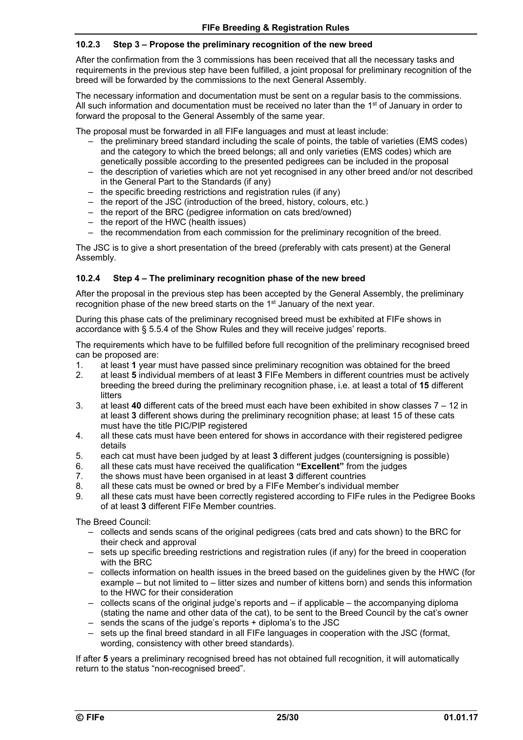#### 10.2.3 Step 3 – Propose the preliminary recognition of the new breed

After the confirmation from the 3 commissions has been received that all the necessary tasks and requirements in the previous step have been fulfilled, a joint proposal for preliminary recognition of the breed will be forwarded by the commissions to the next General Assembly.

The necessary information and documentation must be sent on a regular basis to the commissions. All such information and documentation must be received no later than the 1st of January in order to forward the proposal to the General Assembly of the same year.

The proposal must be forwarded in all FIFe languages and must at least include:

- the preliminary breed standard including the scale of points, the table of varieties (EMS codes) and the category to which the breed belongs; all and only varieties (EMS codes) which are genetically possible according to the presented pedigrees can be included in the proposal
- the description of varieties which are not yet recognised in any other breed and/or not described in the General Part to the Standards (if any)
- the specific breeding restrictions and registration rules (if any)
- the report of the JSC (introduction of the breed, history, colours, etc.)
- the report of the BRC (pedigree information on cats bred/owned)
- the report of the HWC (health issues)
- the recommendation from each commission for the preliminary recognition of the breed.

The JSC is to give a short presentation of the breed (preferably with cats present) at the General Assembly.

#### 10.2.4 Step 4 – The preliminary recognition phase of the new breed

After the proposal in the previous step has been accepted by the General Assembly, the preliminary recognition phase of the new breed starts on the 1st January of the next year.

During this phase cats of the preliminary recognised breed must be exhibited at FIFe shows in accordance with § 5.5.4 of the Show Rules and they will receive judges' reports.

The requirements which have to be fulfilled before full recognition of the preliminary recognised breed can be proposed are:

1. at least **1** year must have passed since preliminary recognition was obtained for the breed
2. at least **5** individual members of at least **3** FIFe Members in different countries must be actively breeding the breed during the preliminary recognition phase, i.e. at least a total of **15** different litters
3. at least **40** different cats of the breed must each have been exhibited in show classes 7 – 12 in at least **3** different shows during the preliminary recognition phase; at least 15 of these cats must have the title PIC/PIP registered
4. all these cats must have been entered for shows in accordance with their registered pedigree details
5. each cat must have been judged by at least **3** different judges (countersigning is possible)
6. all these cats must have received the qualification **"Excellent"** from the judges
7. the shows must have been organised in at least **3** different countries
8. all these cats must be owned or bred by a FIFe Member's individual member
9. all these cats must have been correctly registered according to FIFe rules in the Pedigree Books of at least **3** different FIFe Member countries.

The Breed Council:

- collects and sends scans of the original pedigrees (cats bred and cats shown) to the BRC for their check and approval
- sets up specific breeding restrictions and registration rules (if any) for the breed in cooperation with the BRC
- collects information on health issues in the breed based on the guidelines given by the HWC (for example – but not limited to – litter sizes and number of kittens born) and sends this information to the HWC for their consideration
- collects scans of the original judge's reports and – if applicable – the accompanying diploma (stating the name and other data of the cat), to be sent to the Breed Council by the cat's owner
- sends the scans of the judge's reports + diploma's to the JSC
- sets up the final breed standard in all FIFe languages in cooperation with the JSC (format, wording, consistency with other breed standards).

If after **5** years a preliminary recognised breed has not obtained full recognition, it will automatically return to the status "non-recognised breed".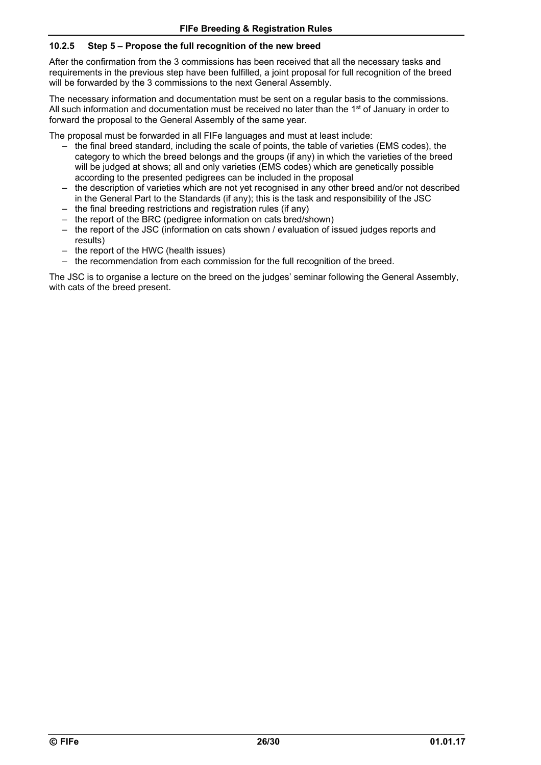### 10.2.5 Step 5 – Propose the full recognition of the new breed

After the confirmation from the 3 commissions has been received that all the necessary tasks and requirements in the previous step have been fulfilled, a joint proposal for full recognition of the breed will be forwarded by the 3 commissions to the next General Assembly.

The necessary information and documentation must be sent on a regular basis to the commissions. All such information and documentation must be received no later than the 1st of January in order to forward the proposal to the General Assembly of the same year.

The proposal must be forwarded in all FIFe languages and must at least include:

- the final breed standard, including the scale of points, the table of varieties (EMS codes), the category to which the breed belongs and the groups (if any) in which the varieties of the breed will be judged at shows; all and only varieties (EMS codes) which are genetically possible according to the presented pedigrees can be included in the proposal
- the description of varieties which are not yet recognised in any other breed and/or not described in the General Part to the Standards (if any); this is the task and responsibility of the JSC
- the final breeding restrictions and registration rules (if any)
- the report of the BRC (pedigree information on cats bred/shown)
- the report of the JSC (information on cats shown / evaluation of issued judges reports and results)
- the report of the HWC (health issues)
- the recommendation from each commission for the full recognition of the breed.

The JSC is to organise a lecture on the breed on the judges' seminar following the General Assembly, with cats of the breed present.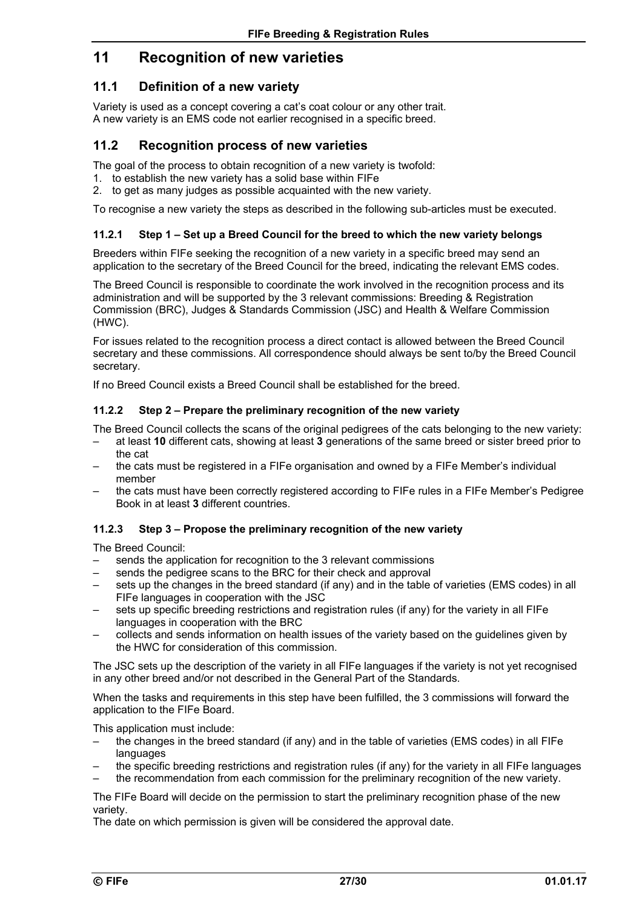# 11 Recognition of new varieties

## 11.1 Definition of a new variety

Variety is used as a concept covering a cat's coat colour or any other trait.
A new variety is an EMS code not earlier recognised in a specific breed.

## 11.2 Recognition process of new varieties

The goal of the process to obtain recognition of a new variety is twofold:

1. to establish the new variety has a solid base within FIFe
2. to get as many judges as possible acquainted with the new variety.

To recognise a new variety the steps as described in the following sub-articles must be executed.

### 11.2.1 Step 1 – Set up a Breed Council for the breed to which the new variety belongs

Breeders within FIFe seeking the recognition of a new variety in a specific breed may send an application to the secretary of the Breed Council for the breed, indicating the relevant EMS codes.

The Breed Council is responsible to coordinate the work involved in the recognition process and its administration and will be supported by the 3 relevant commissions: Breeding & Registration Commission (BRC), Judges & Standards Commission (JSC) and Health & Welfare Commission (HWC).

For issues related to the recognition process a direct contact is allowed between the Breed Council secretary and these commissions. All correspondence should always be sent to/by the Breed Council secretary.

If no Breed Council exists a Breed Council shall be established for the breed.

### 11.2.2 Step 2 – Prepare the preliminary recognition of the new variety

The Breed Council collects the scans of the original pedigrees of the cats belonging to the new variety:

- at least **10** different cats, showing at least **3** generations of the same breed or sister breed prior to the cat
- the cats must be registered in a FIFe organisation and owned by a FIFe Member's individual member
- the cats must have been correctly registered according to FIFe rules in a FIFe Member's Pedigree Book in at least **3** different countries.

### 11.2.3 Step 3 – Propose the preliminary recognition of the new variety

The Breed Council:

- sends the application for recognition to the 3 relevant commissions
- sends the pedigree scans to the BRC for their check and approval
- sets up the changes in the breed standard (if any) and in the table of varieties (EMS codes) in all FIFe languages in cooperation with the JSC
- sets up specific breeding restrictions and registration rules (if any) for the variety in all FIFe languages in cooperation with the BRC
- collects and sends information on health issues of the variety based on the guidelines given by the HWC for consideration of this commission.

The JSC sets up the description of the variety in all FIFe languages if the variety is not yet recognised in any other breed and/or not described in the General Part of the Standards.

When the tasks and requirements in this step have been fulfilled, the 3 commissions will forward the application to the FIFe Board.

This application must include:

- the changes in the breed standard (if any) and in the table of varieties (EMS codes) in all FIFe languages
- the specific breeding restrictions and registration rules (if any) for the variety in all FIFe languages
- the recommendation from each commission for the preliminary recognition of the new variety.

The FIFe Board will decide on the permission to start the preliminary recognition phase of the new variety.
The date on which permission is given will be considered the approval date.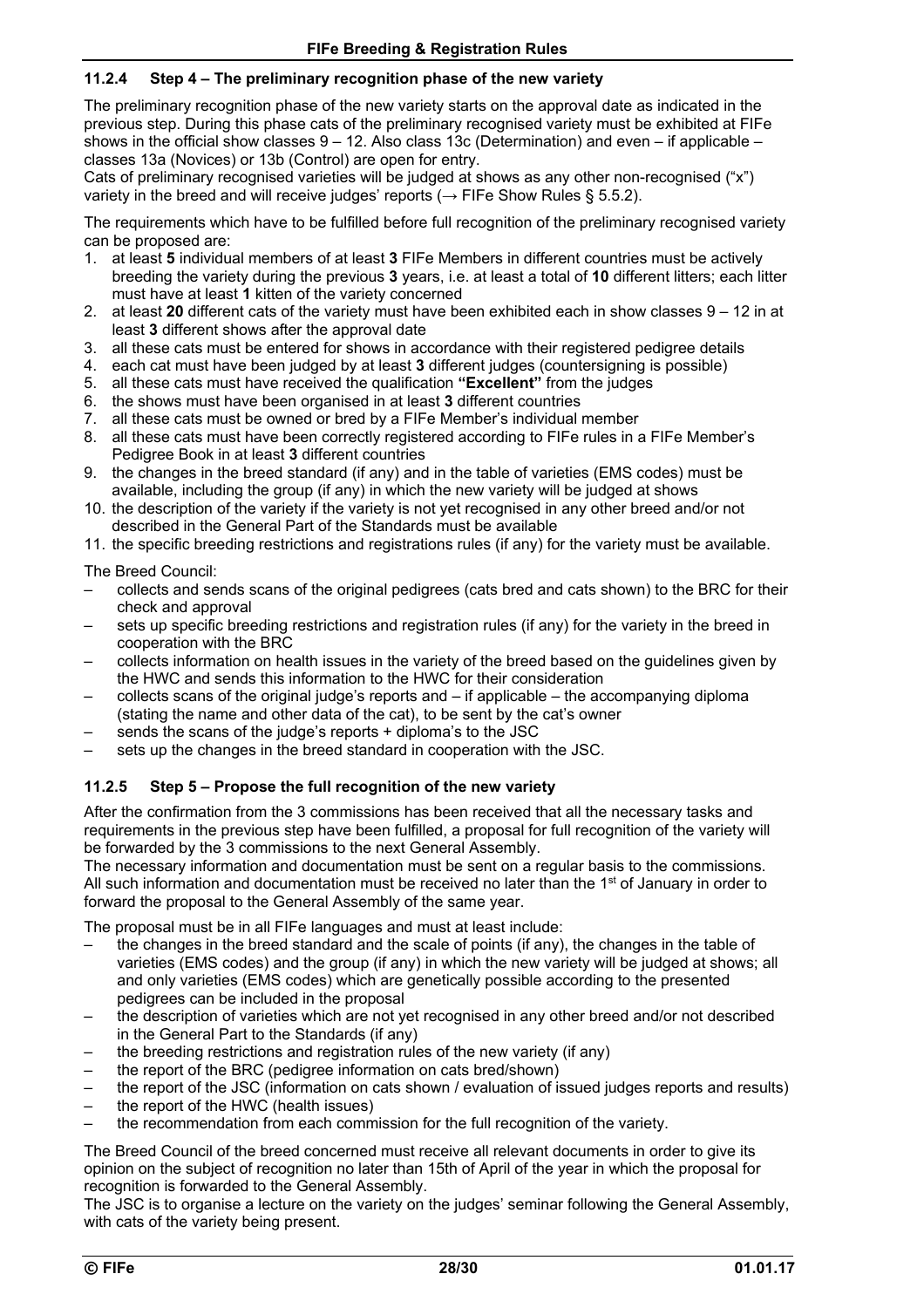### 11.2.4 Step 4 – The preliminary recognition phase of the new variety

The preliminary recognition phase of the new variety starts on the approval date as indicated in the previous step. During this phase cats of the preliminary recognised variety must be exhibited at FIFe shows in the official show classes 9 – 12. Also class 13c (Determination) and even – if applicable – classes 13a (Novices) or 13b (Control) are open for entry.
Cats of preliminary recognised varieties will be judged at shows as any other non-recognised ("x") variety in the breed and will receive judges' reports (→ FIFe Show Rules § 5.5.2).

The requirements which have to be fulfilled before full recognition of the preliminary recognised variety can be proposed are:

1. at least **5** individual members of at least **3** FIFe Members in different countries must be actively breeding the variety during the previous **3** years, i.e. at least a total of **10** different litters; each litter must have at least **1** kitten of the variety concerned
2. at least **20** different cats of the variety must have been exhibited each in show classes 9 – 12 in at least **3** different shows after the approval date
3. all these cats must be entered for shows in accordance with their registered pedigree details
4. each cat must have been judged by at least **3** different judges (countersigning is possible)
5. all these cats must have received the qualification **"Excellent"** from the judges
6. the shows must have been organised in at least **3** different countries
7. all these cats must be owned or bred by a FIFe Member's individual member
8. all these cats must have been correctly registered according to FIFe rules in a FIFe Member's Pedigree Book in at least **3** different countries
9. the changes in the breed standard (if any) and in the table of varieties (EMS codes) must be available, including the group (if any) in which the new variety will be judged at shows
10. the description of the variety if the variety is not yet recognised in any other breed and/or not described in the General Part of the Standards must be available
11. the specific breeding restrictions and registrations rules (if any) for the variety must be available.

The Breed Council:

- collects and sends scans of the original pedigrees (cats bred and cats shown) to the BRC for their check and approval
- sets up specific breeding restrictions and registration rules (if any) for the variety in the breed in cooperation with the BRC
- collects information on health issues in the variety of the breed based on the guidelines given by the HWC and sends this information to the HWC for their consideration
- collects scans of the original judge's reports and – if applicable – the accompanying diploma (stating the name and other data of the cat), to be sent by the cat's owner
- sends the scans of the judge's reports + diploma's to the JSC
- sets up the changes in the breed standard in cooperation with the JSC.

### 11.2.5 Step 5 – Propose the full recognition of the new variety

After the confirmation from the 3 commissions has been received that all the necessary tasks and requirements in the previous step have been fulfilled, a proposal for full recognition of the variety will be forwarded by the 3 commissions to the next General Assembly.
The necessary information and documentation must be sent on a regular basis to the commissions. All such information and documentation must be received no later than the 1st of January in order to forward the proposal to the General Assembly of the same year.

The proposal must be in all FIFe languages and must at least include:

- the changes in the breed standard and the scale of points (if any), the changes in the table of varieties (EMS codes) and the group (if any) in which the new variety will be judged at shows; all and only varieties (EMS codes) which are genetically possible according to the presented pedigrees can be included in the proposal
- the description of varieties which are not yet recognised in any other breed and/or not described in the General Part to the Standards (if any)
- the breeding restrictions and registration rules of the new variety (if any)
- the report of the BRC (pedigree information on cats bred/shown)
- the report of the JSC (information on cats shown / evaluation of issued judges reports and results)
- the report of the HWC (health issues)
- the recommendation from each commission for the full recognition of the variety.

The Breed Council of the breed concerned must receive all relevant documents in order to give its opinion on the subject of recognition no later than 15th of April of the year in which the proposal for recognition is forwarded to the General Assembly.
The JSC is to organise a lecture on the variety on the judges' seminar following the General Assembly, with cats of the variety being present.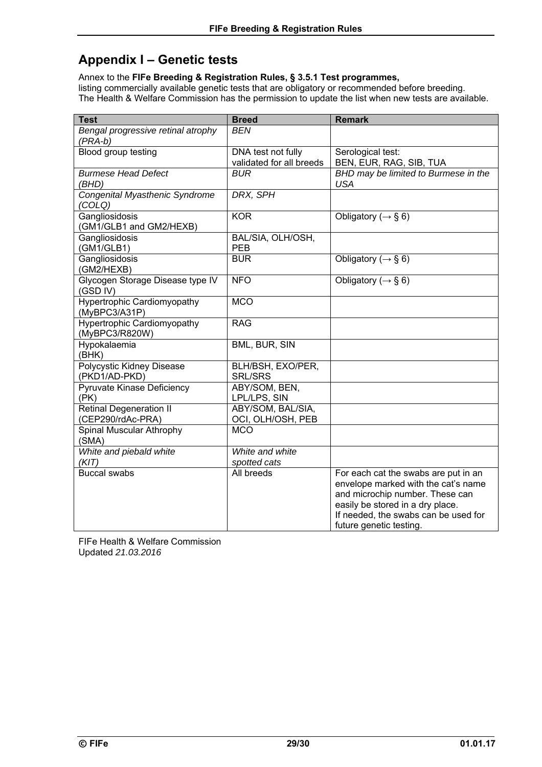## Appendix I – Genetic tests

Annex to the **FIFe Breeding & Registration Rules, § 3.5.1 Test programmes,**
listing commercially available genetic tests that are obligatory or recommended before breeding.
The Health & Welfare Commission has the permission to update the list when new tests are available.

| Test | Breed | Remark |
|---|---|---|
| *Bengal progressive retinal atrophy (PRA-b)* | *BEN* | |
| Blood group testing | DNA test not fully validated for all breeds | Serological test: BEN, EUR, RAG, SIB, TUA |
| *Burmese Head Defect (BHD)* | *BUR* | *BHD may be limited to Burmese in the USA* |
| *Congenital Myasthenic Syndrome (COLQ)* | *DRX, SPH* | |
| Gangliosidosis (GM1/GLB1 and GM2/HEXB) | KOR | Obligatory (→ § 6) |
| Gangliosidosis (GM1/GLB1) | BAL/SIA, OLH/OSH, PEB | |
| Gangliosidosis (GM2/HEXB) | BUR | Obligatory (→ § 6) |
| Glycogen Storage Disease type IV (GSD IV) | NFO | Obligatory (→ § 6) |
| Hypertrophic Cardiomyopathy (MyBPC3/A31P) | MCO | |
| Hypertrophic Cardiomyopathy (MyBPC3/R820W) | RAG | |
| Hypokalaemia (BHK) | BML, BUR, SIN | |
| Polycystic Kidney Disease (PKD1/AD-PKD) | BLH/BSH, EXO/PER, SRL/SRS | |
| Pyruvate Kinase Deficiency (PK) | ABY/SOM, BEN, LPL/LPS, SIN | |
| Retinal Degeneration II (CEP290/rdAc-PRA) | ABY/SOM, BAL/SIA, OCI, OLH/OSH, PEB | |
| Spinal Muscular Athrophy (SMA) | MCO | |
| *White and piebald white (KIT)* | *White and white spotted cats* | |
| Buccal swabs | All breeds | For each cat the swabs are put in an envelope marked with the cat's name and microchip number. These can easily be stored in a dry place. If needed, the swabs can be used for future genetic testing. |

FIFe Health & Welfare Commission
Updated *21.03.2016*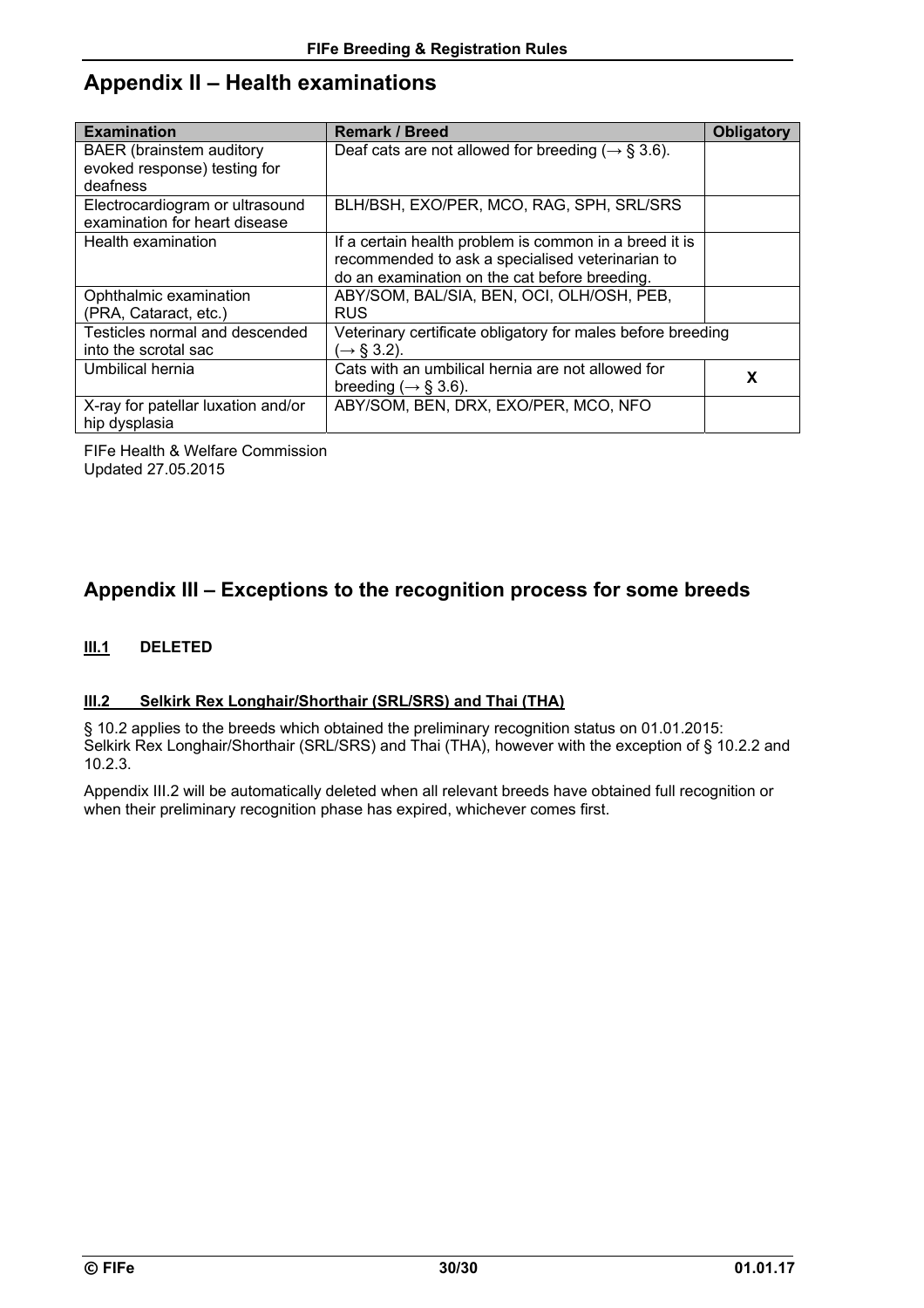## Appendix II – Health examinations

| Examination | Remark / Breed | Obligatory |
|---|---|---|
| BAER (brainstem auditory evoked response) testing for deafness | Deaf cats are not allowed for breeding (→ § 3.6). | |
| Electrocardiogram or ultrasound examination for heart disease | BLH/BSH, EXO/PER, MCO, RAG, SPH, SRL/SRS | |
| Health examination | If a certain health problem is common in a breed it is recommended to ask a specialised veterinarian to do an examination on the cat before breeding. | |
| Ophthalmic examination (PRA, Cataract, etc.) | ABY/SOM, BAL/SIA, BEN, OCI, OLH/OSH, PEB, RUS | |
| Testicles normal and descended into the scrotal sac | Veterinary certificate obligatory for males before breeding (→ § 3.2). | |
| Umbilical hernia | Cats with an umbilical hernia are not allowed for breeding (→ § 3.6). | X |
| X-ray for patellar luxation and/or hip dysplasia | ABY/SOM, BEN, DRX, EXO/PER, MCO, NFO | |

FIFe Health & Welfare Commission
Updated 27.05.2015

## Appendix III – Exceptions to the recognition process for some breeds

### III.1 DELETED

### III.2 Selkirk Rex Longhair/Shorthair (SRL/SRS) and Thai (THA)

§ 10.2 applies to the breeds which obtained the preliminary recognition status on 01.01.2015: Selkirk Rex Longhair/Shorthair (SRL/SRS) and Thai (THA), however with the exception of § 10.2.2 and 10.2.3.

Appendix III.2 will be automatically deleted when all relevant breeds have obtained full recognition or when their preliminary recognition phase has expired, whichever comes first.